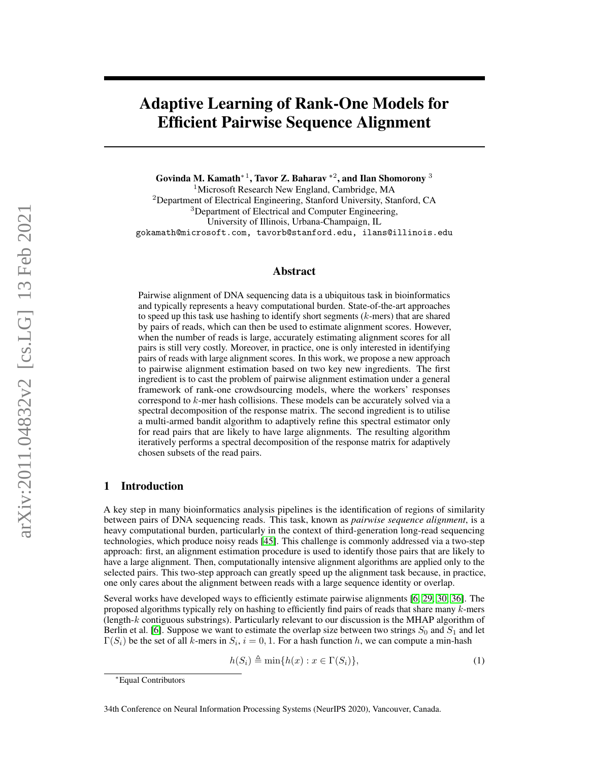# Adaptive Learning of Rank-One Models for Efficient Pairwise Sequence Alignment

**Govinda M. Kamath**\*[1], **Tavor Z. Baharav** \*[2], **and Ilan Shomorony** [3]

[1]Microsoft Research New England, Cambridge, MA
[2]Department of Electrical Engineering, Stanford University, Stanford, CA
[3]Department of Electrical and Computer Engineering, University of Illinois, Urbana-Champaign, IL

gokamath@microsoft.com, tavorb@stanford.edu, ilans@illinois.edu

## Abstract

Pairwise alignment of DNA sequencing data is a ubiquitous task in bioinformatics and typically represents a heavy computational burden. State-of-the-art approaches to speed up this task use hashing to identify short segments ($k$-mers) that are shared by pairs of reads, which can then be used to estimate alignment scores. However, when the number of reads is large, accurately estimating alignment scores for all pairs is still very costly. Moreover, in practice, one is only interested in identifying pairs of reads with large alignment scores. In this work, we propose a new approach to pairwise alignment estimation based on two key new ingredients. The first ingredient is to cast the problem of pairwise alignment estimation under a general framework of rank-one crowdsourcing models, where the workers' responses correspond to $k$-mer hash collisions. These models can be accurately solved via a spectral decomposition of the response matrix. The second ingredient is to utilise a multi-armed bandit algorithm to adaptively refine this spectral estimator only for read pairs that are likely to have large alignments. The resulting algorithm iteratively performs a spectral decomposition of the response matrix for adaptively chosen subsets of the read pairs.

## 1 Introduction

A key step in many bioinformatics analysis pipelines is the identification of regions of similarity between pairs of DNA sequencing reads. This task, known as *pairwise sequence alignment*, is a heavy computational burden, particularly in the context of third-generation long-read sequencing technologies, which produce noisy reads [45]. This challenge is commonly addressed via a two-step approach: first, an alignment estimation procedure is used to identify those pairs that are likely to have a large alignment. Then, computationally intensive alignment algorithms are applied only to the selected pairs. This two-step approach can greatly speed up the alignment task because, in practice, one only cares about the alignment between reads with a large sequence identity or overlap.

Several works have developed ways to efficiently estimate pairwise alignments [6, 29, 30, 36]. The proposed algorithms typically rely on hashing to efficiently find pairs of reads that share many $k$-mers (length-$k$ contiguous substrings). Particularly relevant to our discussion is the MHAP algorithm of Berlin et al. [6]. Suppose we want to estimate the overlap size between two strings $S_0$ and $S_1$ and let $\Gamma(S_i)$ be the set of all $k$-mers in $S_i$, $i = 0, 1$. For a hash function $h$, we can compute a min-hash

$$h(S_i) \triangleq \min\{h(x) : x \in \Gamma(S_i)\}, \tag{1}$$

\*Equal Contributors

34th Conference on Neural Information Processing Systems (NeurIPS 2020), Vancouver, Canada.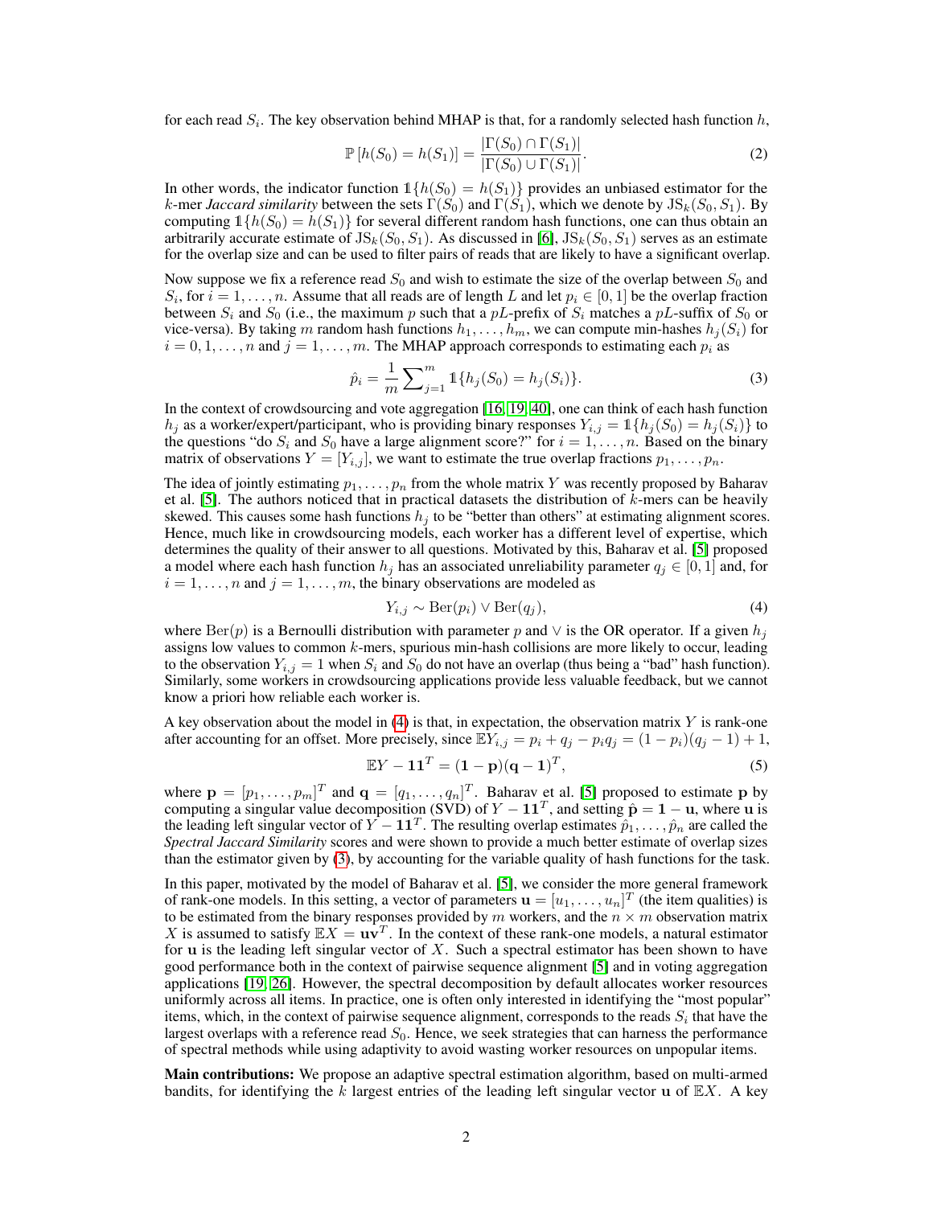for each read $S_i$. The key observation behind MHAP is that, for a randomly selected hash function $h$,

$$\mathbb{P}\left[h(S_0) = h(S_1)\right] = \frac{|\Gamma(S_0) \cap \Gamma(S_1)|}{|\Gamma(S_0) \cup \Gamma(S_1)|}. \tag{2}$$

In other words, the indicator function $\mathbb{1}\{h(S_0) = h(S_1)\}$ provides an unbiased estimator for the $k$-mer *Jaccard similarity* between the sets $\Gamma(S_0)$ and $\Gamma(S_1)$, which we denote by $\text{JS}_k(S_0, S_1)$. By computing $\mathbb{1}\{h(S_0) = h(S_1)\}$ for several different random hash functions, one can thus obtain an arbitrarily accurate estimate of $\text{JS}_k(S_0, S_1)$. As discussed in [6], $\text{JS}_k(S_0, S_1)$ serves as an estimate for the overlap size and can be used to filter pairs of reads that are likely to have a significant overlap.

Now suppose we fix a reference read $S_0$ and wish to estimate the size of the overlap between $S_0$ and $S_i$, for $i = 1, \ldots, n$. Assume that all reads are of length $L$ and let $p_i \in [0, 1]$ be the overlap fraction between $S_i$ and $S_0$ (i.e., the maximum $p$ such that a $pL$-prefix of $S_i$ matches a $pL$-suffix of $S_0$ or vice-versa). By taking $m$ random hash functions $h_1, \ldots, h_m$, we can compute min-hashes $h_j(S_i)$ for $i = 0, 1, \ldots, n$ and $j = 1, \ldots, m$. The MHAP approach corresponds to estimating each $p_i$ as

$$\hat{p}_i = \frac{1}{m} \sum\nolimits_{j=1}^{m} \mathbb{1}\{h_j(S_0) = h_j(S_i)\}. \tag{3}$$

In the context of crowdsourcing and vote aggregation [16, 19, 40], one can think of each hash function $h_j$ as a worker/expert/participant, who is providing binary responses $Y_{i,j} = \mathbb{1}\{h_j(S_0) = h_j(S_i)\}$ to the questions "do $S_i$ and $S_0$ have a large alignment score?" for $i = 1, \ldots, n$. Based on the binary matrix of observations $Y = [Y_{i,j}]$, we want to estimate the true overlap fractions $p_1, \ldots, p_n$.

The idea of jointly estimating $p_1, \ldots, p_n$ from the whole matrix $Y$ was recently proposed by Baharav et al. [5]. The authors noticed that in practical datasets the distribution of $k$-mers can be heavily skewed. This causes some hash functions $h_j$ to be "better than others" at estimating alignment scores. Hence, much like in crowdsourcing models, each worker has a different level of expertise, which determines the quality of their answer to all questions. Motivated by this, Baharav et al. [5] proposed a model where each hash function $h_j$ has an associated unreliability parameter $q_j \in [0, 1]$ and, for $i = 1, \ldots, n$ and $j = 1, \ldots, m$, the binary observations are modeled as

$$Y_{i,j} \sim \text{Ber}(p_i) \vee \text{Ber}(q_j), \tag{4}$$

where $\text{Ber}(p)$ is a Bernoulli distribution with parameter $p$ and $\vee$ is the OR operator. If a given $h_j$ assigns low values to common $k$-mers, spurious min-hash collisions are more likely to occur, leading to the observation $Y_{i,j} = 1$ when $S_i$ and $S_0$ do not have an overlap (thus being a "bad" hash function). Similarly, some workers in crowdsourcing applications provide less valuable feedback, but we cannot know a priori how reliable each worker is.

A key observation about the model in (4) is that, in expectation, the observation matrix $Y$ is rank-one after accounting for an offset. More precisely, since $\mathbb{E}Y_{i,j} = p_i + q_j - p_i q_j = (1 - p_i)(q_j - 1) + 1$,

$$\mathbb{E}Y - \mathbf{1}\mathbf{1}^T = (\mathbf{1} - \mathbf{p})(\mathbf{q} - \mathbf{1})^T, \tag{5}$$

where $\mathbf{p} = [p_1, \ldots, p_m]^T$ and $\mathbf{q} = [q_1, \ldots, q_n]^T$. Baharav et al. [5] proposed to estimate $\mathbf{p}$ by computing a singular value decomposition (SVD) of $Y - \mathbf{1}\mathbf{1}^T$, and setting $\hat{\mathbf{p}} = \mathbf{1} - \mathbf{u}$, where $\mathbf{u}$ is the leading left singular vector of $Y - \mathbf{1}\mathbf{1}^T$. The resulting overlap estimates $\hat{p}_1, \ldots, \hat{p}_n$ are called the *Spectral Jaccard Similarity* scores and were shown to provide a much better estimate of overlap sizes than the estimator given by (3), by accounting for the variable quality of hash functions for the task.

In this paper, motivated by the model of Baharav et al. [5], we consider the more general framework of rank-one models. In this setting, a vector of parameters $\mathbf{u} = [u_1, \ldots, u_n]^T$ (the item qualities) is to be estimated from the binary responses provided by $m$ workers, and the $n \times m$ observation matrix $X$ is assumed to satisfy $\mathbb{E}X = \mathbf{u}\mathbf{v}^T$. In the context of these rank-one models, a natural estimator for $\mathbf{u}$ is the leading left singular vector of $X$. Such a spectral estimator has been shown to have good performance both in the context of pairwise sequence alignment [5] and in voting aggregation applications [19, 26]. However, the spectral decomposition by default allocates worker resources uniformly across all items. In practice, one is often only interested in identifying the "most popular" items, which, in the context of pairwise sequence alignment, corresponds to the reads $S_i$ that have the largest overlaps with a reference read $S_0$. Hence, we seek strategies that can harness the performance of spectral methods while using adaptivity to avoid wasting worker resources on unpopular items.

**Main contributions:** We propose an adaptive spectral estimation algorithm, based on multi-armed bandits, for identifying the $k$ largest entries of the leading left singular vector $\mathbf{u}$ of $\mathbb{E}X$. A key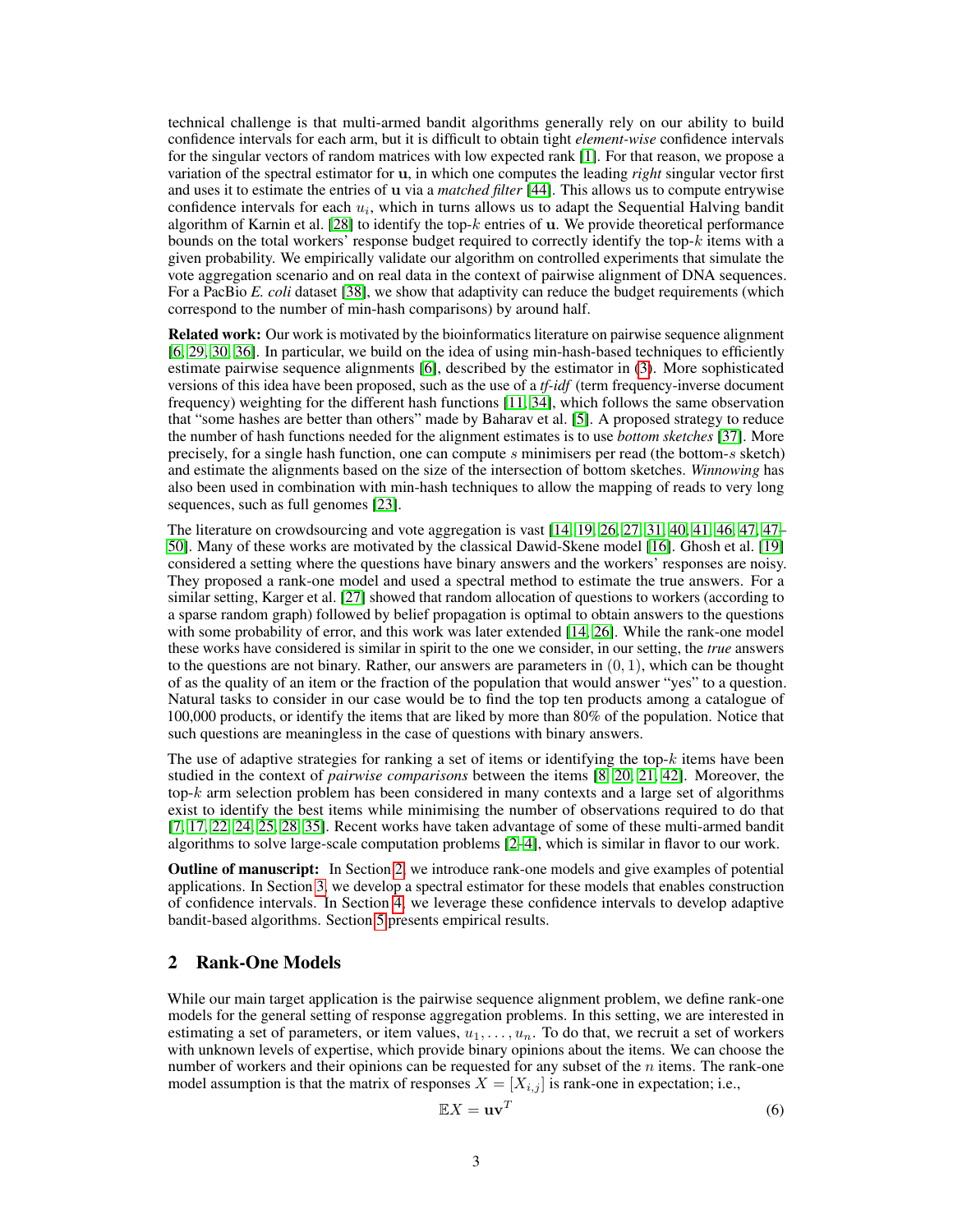technical challenge is that multi-armed bandit algorithms generally rely on our ability to build confidence intervals for each arm, but it is difficult to obtain tight *element-wise* confidence intervals for the singular vectors of random matrices with low expected rank [1]. For that reason, we propose a variation of the spectral estimator for $\mathbf{u}$, in which one computes the leading *right* singular vector first and uses it to estimate the entries of $\mathbf{u}$ via a *matched filter* [44]. This allows us to compute entrywise confidence intervals for each $u_i$, which in turns allows us to adapt the Sequential Halving bandit algorithm of Karnin et al. [28] to identify the top-$k$ entries of $\mathbf{u}$. We provide theoretical performance bounds on the total workers' response budget required to correctly identify the top-$k$ items with a given probability. We empirically validate our algorithm on controlled experiments that simulate the vote aggregation scenario and on real data in the context of pairwise alignment of DNA sequences. For a PacBio *E. coli* dataset [38], we show that adaptivity can reduce the budget requirements (which correspond to the number of min-hash comparisons) by around half.

**Related work:** Our work is motivated by the bioinformatics literature on pairwise sequence alignment [6, 29, 30, 36]. In particular, we build on the idea of using min-hash-based techniques to efficiently estimate pairwise sequence alignments [6], described by the estimator in (3). More sophisticated versions of this idea have been proposed, such as the use of a *tf-idf* (term frequency-inverse document frequency) weighting for the different hash functions [11, 34], which follows the same observation that "some hashes are better than others" made by Baharav et al. [5]. A proposed strategy to reduce the number of hash functions needed for the alignment estimates is to use *bottom sketches* [37]. More precisely, for a single hash function, one can compute $s$ minimisers per read (the bottom-$s$ sketch) and estimate the alignments based on the size of the intersection of bottom sketches. *Winnowing* has also been used in combination with min-hash techniques to allow the mapping of reads to very long sequences, such as full genomes [23].

The literature on crowdsourcing and vote aggregation is vast [14, 19, 26, 27, 31, 40, 41, 46, 47, 47–50]. Many of these works are motivated by the classical Dawid-Skene model [16]. Ghosh et al. [19] considered a setting where the questions have binary answers and the workers' responses are noisy. They proposed a rank-one model and used a spectral method to estimate the true answers. For a similar setting, Karger et al. [27] showed that random allocation of questions to workers (according to a sparse random graph) followed by belief propagation is optimal to obtain answers to the questions with some probability of error, and this work was later extended [14, 26]. While the rank-one model these works have considered is similar in spirit to the one we consider, in our setting, the *true* answers to the questions are not binary. Rather, our answers are parameters in $(0, 1)$, which can be thought of as the quality of an item or the fraction of the population that would answer "yes" to a question. Natural tasks to consider in our case would be to find the top ten products among a catalogue of 100,000 products, or identify the items that are liked by more than 80% of the population. Notice that such questions are meaningless in the case of questions with binary answers.

The use of adaptive strategies for ranking a set of items or identifying the top-$k$ items have been studied in the context of *pairwise comparisons* between the items [8, 20, 21, 42]. Moreover, the top-$k$ arm selection problem has been considered in many contexts and a large set of algorithms exist to identify the best items while minimising the number of observations required to do that [7, 17, 22, 24, 25, 28, 35]. Recent works have taken advantage of some of these multi-armed bandit algorithms to solve large-scale computation problems [2–4], which is similar in flavor to our work.

**Outline of manuscript:** In Section 2, we introduce rank-one models and give examples of potential applications. In Section 3, we develop a spectral estimator for these models that enables construction of confidence intervals. In Section 4, we leverage these confidence intervals to develop adaptive bandit-based algorithms. Section 5 presents empirical results.

## 2 Rank-One Models

While our main target application is the pairwise sequence alignment problem, we define rank-one models for the general setting of response aggregation problems. In this setting, we are interested in estimating a set of parameters, or item values, $u_1, \dots, u_n$. To do that, we recruit a set of workers with unknown levels of expertise, which provide binary opinions about the items. We can choose the number of workers and their opinions can be requested for any subset of the $n$ items. The rank-one model assumption is that the matrix of responses $X = [X_{i,j}]$ is rank-one in expectation; i.e.,

$$\mathbb{E}X = \mathbf{u}\mathbf{v}^T \tag{6}$$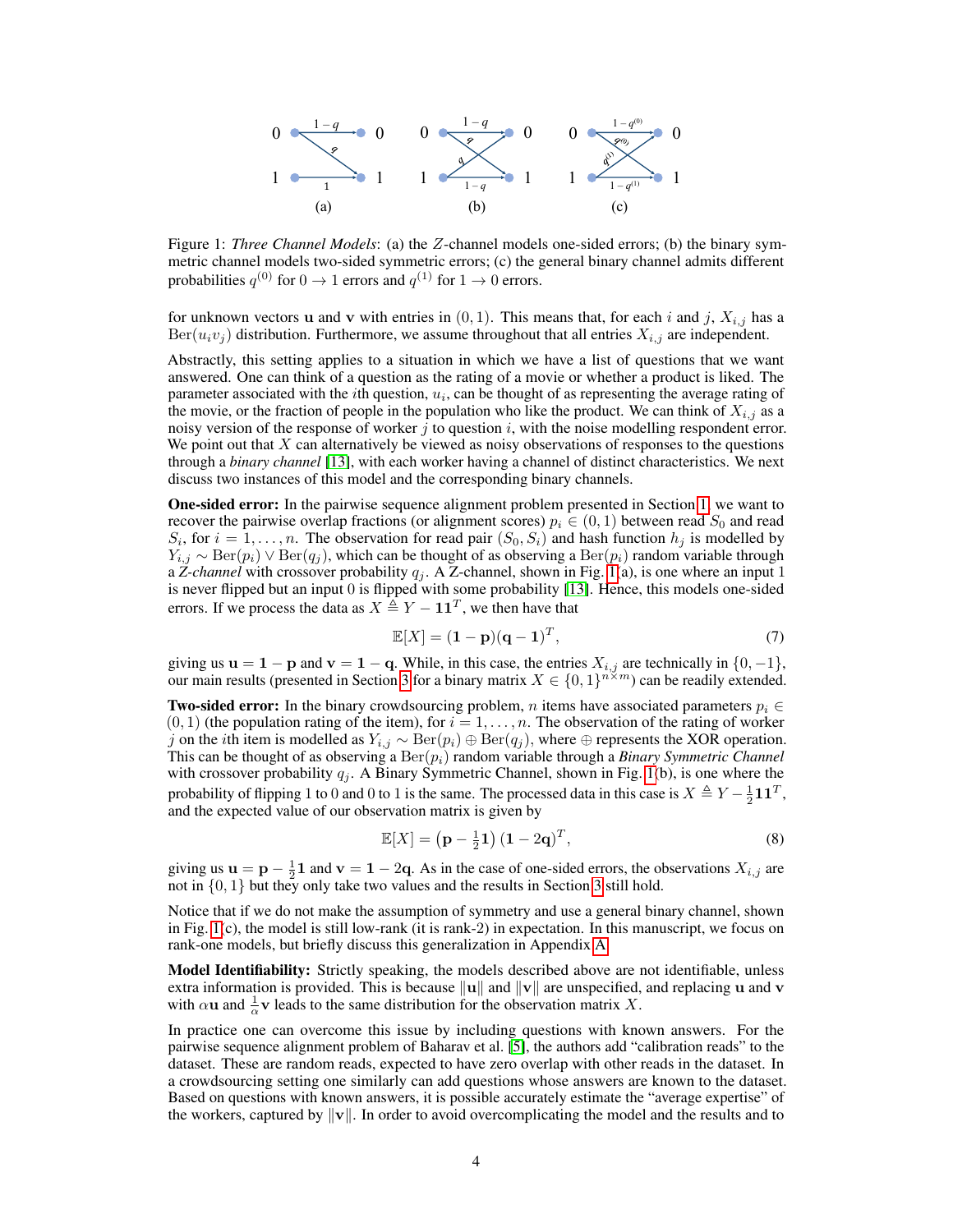Figure 1: *Three Channel Models*: (a) the $Z$-channel models one-sided errors; (b) the binary symmetric channel models two-sided symmetric errors; (c) the general binary channel admits different probabilities $q^{(0)}$ for $0 \to 1$ errors and $q^{(1)}$ for $1 \to 0$ errors.

for unknown vectors $\mathbf{u}$ and $\mathbf{v}$ with entries in $(0, 1)$. This means that, for each $i$ and $j$, $X_{i,j}$ has a $\text{Ber}(u_i v_j)$ distribution. Furthermore, we assume throughout that all entries $X_{i,j}$ are independent.

Abstractly, this setting applies to a situation in which we have a list of questions that we want answered. One can think of a question as the rating of a movie or whether a product is liked. The parameter associated with the $i$th question, $u_i$, can be thought of as representing the average rating of the movie, or the fraction of people in the population who like the product. We can think of $X_{i,j}$ as a noisy version of the response of worker $j$ to question $i$, with the noise modelling respondent error. We point out that $X$ can alternatively be viewed as noisy observations of responses to the questions through a *binary channel* [13], with each worker having a channel of distinct characteristics. We next discuss two instances of this model and the corresponding binary channels.

**One-sided error:** In the pairwise sequence alignment problem presented in Section 1, we want to recover the pairwise overlap fractions (or alignment scores) $p_i \in (0, 1)$ between read $S_0$ and read $S_i$, for $i = 1, \ldots, n$. The observation for read pair $(S_0, S_i)$ and hash function $h_j$ is modelled by $Y_{i,j} \sim \text{Ber}(p_i) \vee \text{Ber}(q_j)$, which can be thought of as observing a $\text{Ber}(p_i)$ random variable through a *Z-channel* with crossover probability $q_j$. A Z-channel, shown in Fig. 1(a), is one where an input 1 is never flipped but an input 0 is flipped with some probability [13]. Hence, this models one-sided errors. If we process the data as $X \triangleq Y - \mathbf{1}\mathbf{1}^T$, we then have that

$$\mathbb{E}[X] = (\mathbf{1} - \mathbf{p})(\mathbf{q} - \mathbf{1})^T, \tag{7}$$

giving us $\mathbf{u} = \mathbf{1} - \mathbf{p}$ and $\mathbf{v} = \mathbf{1} - \mathbf{q}$. While, in this case, the entries $X_{i,j}$ are technically in $\{0, -1\}$, our main results (presented in Section 3 for a binary matrix $X \in \{0, 1\}^{n \times m}$) can be readily extended.

**Two-sided error:** In the binary crowdsourcing problem, $n$ items have associated parameters $p_i \in (0, 1)$ (the population rating of the item), for $i = 1, \ldots, n$. The observation of the rating of worker $j$ on the $i$th item is modelled as $Y_{i,j} \sim \text{Ber}(p_i) \oplus \text{Ber}(q_j)$, where $\oplus$ represents the XOR operation. This can be thought of as observing a $\text{Ber}(p_i)$ random variable through a *Binary Symmetric Channel* with crossover probability $q_j$. A Binary Symmetric Channel, shown in Fig. 1(b), is one where the probability of flipping 1 to 0 and 0 to 1 is the same. The processed data in this case is $X \triangleq Y - \frac{1}{2}\mathbf{1}\mathbf{1}^T$, and the expected value of our observation matrix is given by

$$\mathbb{E}[X] = \left(\mathbf{p} - \tfrac{1}{2}\mathbf{1}\right)(\mathbf{1} - 2\mathbf{q})^T, \tag{8}$$

giving us $\mathbf{u} = \mathbf{p} - \frac{1}{2}\mathbf{1}$ and $\mathbf{v} = \mathbf{1} - 2\mathbf{q}$. As in the case of one-sided errors, the observations $X_{i,j}$ are not in $\{0, 1\}$ but they only take two values and the results in Section 3 still hold.

Notice that if we do not make the assumption of symmetry and use a general binary channel, shown in Fig. 1(c), the model is still low-rank (it is rank-2) in expectation. In this manuscript, we focus on rank-one models, but briefly discuss this generalization in Appendix A.

**Model Identifiability:** Strictly speaking, the models described above are not identifiable, unless extra information is provided. This is because $\|\mathbf{u}\|$ and $\|\mathbf{v}\|$ are unspecified, and replacing $\mathbf{u}$ and $\mathbf{v}$ with $\alpha\mathbf{u}$ and $\frac{1}{\alpha}\mathbf{v}$ leads to the same distribution for the observation matrix $X$.

In practice one can overcome this issue by including questions with known answers. For the pairwise sequence alignment problem of Baharav et al. [5], the authors add "calibration reads" to the dataset. These are random reads, expected to have zero overlap with other reads in the dataset. In a crowdsourcing setting one similarly can add questions whose answers are known to the dataset. Based on questions with known answers, it is possible accurately estimate the "average expertise" of the workers, captured by $\|\mathbf{v}\|$. In order to avoid overcomplicating the model and the results and to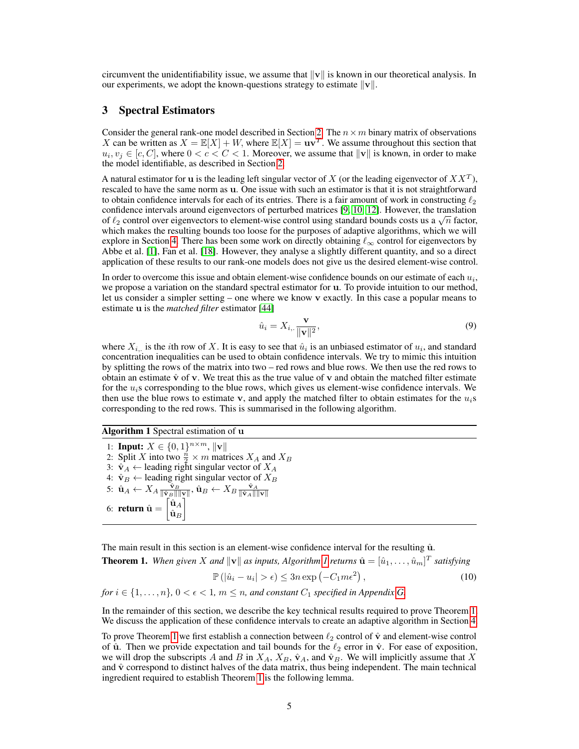circumvent the unidentifiability issue, we assume that $\|\mathbf{v}\|$ is known in our theoretical analysis. In our experiments, we adopt the known-questions strategy to estimate $\|\mathbf{v}\|$.

## 3 Spectral Estimators

Consider the general rank-one model described in Section 2. The $n \times m$ binary matrix of observations $X$ can be written as $X = \mathbb{E}[X] + W$, where $\mathbb{E}[X] = \mathbf{u}\mathbf{v}^T$. We assume throughout this section that $u_i, v_j \in [c, C]$, where $0 < c < C < 1$. Moreover, we assume that $\|\mathbf{v}\|$ is known, in order to make the model identifiable, as described in Section 2.

A natural estimator for $\mathbf{u}$ is the leading left singular vector of $X$ (or the leading eigenvector of $XX^T$), rescaled to have the same norm as $\mathbf{u}$. One issue with such an estimator is that it is not straightforward to obtain confidence intervals for each of its entries. There is a fair amount of work in constructing $\ell_2$ confidence intervals around eigenvectors of perturbed matrices [9, 10, 12]. However, the translation of $\ell_2$ control over eigenvectors to element-wise control using standard bounds costs us a $\sqrt{n}$ factor, which makes the resulting bounds too loose for the purposes of adaptive algorithms, which we will explore in Section 4. There has been some work on directly obtaining $\ell_\infty$ control for eigenvectors by Abbe et al. [1], Fan et al. [18]. However, they analyse a slightly different quantity, and so a direct application of these results to our rank-one models does not give us the desired element-wise control.

In order to overcome this issue and obtain element-wise confidence bounds on our estimate of each $u_i$, we propose a variation on the standard spectral estimator for $\mathbf{u}$. To provide intuition to our method, let us consider a simpler setting – one where we know $\mathbf{v}$ exactly. In this case a popular means to estimate $\mathbf{u}$ is the *matched filter* estimator [44]

$$\hat{u}_i = X_{i,\cdot} \frac{\mathbf{v}}{\|\mathbf{v}\|^2}, \tag{9}$$

where $X_{i,\cdot}$ is the $i$th row of $X$. It is easy to see that $\hat{u}_i$ is an unbiased estimator of $u_i$, and standard concentration inequalities can be used to obtain confidence intervals. We try to mimic this intuition by splitting the rows of the matrix into two – red rows and blue rows. We then use the red rows to obtain an estimate $\hat{\mathbf{v}}$ of $\mathbf{v}$. We treat this as the true value of $\mathbf{v}$ and obtain the matched filter estimate for the $u_i$s corresponding to the blue rows, which gives us element-wise confidence intervals. We then use the blue rows to estimate $\mathbf{v}$, and apply the matched filter to obtain estimates for the $u_i$s corresponding to the red rows. This is summarised in the following algorithm.

**Algorithm 1** Spectral estimation of $\mathbf{u}$

1: **Input:** $X \in \{0,1\}^{n\times m}$, $\|\mathbf{v}\|$
2: Split $X$ into two $\frac{n}{2} \times m$ matrices $X_A$ and $X_B$
3: $\hat{\mathbf{v}}_A \leftarrow$ leading right singular vector of $X_A$
4: $\hat{\mathbf{v}}_B \leftarrow$ leading right singular vector of $X_B$
5: $\hat{\mathbf{u}}_A \leftarrow X_A \frac{\hat{\mathbf{v}}_B}{\|\hat{\mathbf{v}}_B\|\|\mathbf{v}\|}$, $\hat{\mathbf{u}}_B \leftarrow X_B \frac{\hat{\mathbf{v}}_A}{\|\hat{\mathbf{v}}_A\|\|\mathbf{v}\|}$
6: **return** $\hat{\mathbf{u}} = \begin{bmatrix} \hat{\mathbf{u}}_A \\ \hat{\mathbf{u}}_B \end{bmatrix}$

The main result in this section is an element-wise confidence interval for the resulting $\hat{\mathbf{u}}$.

**Theorem 1.** *When given $X$ and $\|\mathbf{v}\|$ as inputs, Algorithm 1 returns $\hat{\mathbf{u}} = [\hat{u}_1, \ldots, \hat{u}_m]^T$ satisfying*

$$\mathbb{P}\left(|\hat{u}_i - u_i| > \epsilon\right) \leq 3n \exp\left(-C_1 m \epsilon^2\right), \tag{10}$$

*for $i \in \{1, \ldots, n\}$, $0 < \epsilon < 1$, $m \leq n$, and constant $C_1$ specified in Appendix G.*

In the remainder of this section, we describe the key technical results required to prove Theorem 1. We discuss the application of these confidence intervals to create an adaptive algorithm in Section 4.

To prove Theorem 1 we first establish a connection between $\ell_2$ control of $\hat{\mathbf{v}}$ and element-wise control of $\hat{\mathbf{u}}$. Then we provide expectation and tail bounds for the $\ell_2$ error in $\hat{\mathbf{v}}$. For ease of exposition, we will drop the subscripts $A$ and $B$ in $X_A$, $X_B$, $\hat{\mathbf{v}}_A$, and $\hat{\mathbf{v}}_B$. We will implicitly assume that $X$ and $\hat{\mathbf{v}}$ correspond to distinct halves of the data matrix, thus being independent. The main technical ingredient required to establish Theorem 1 is the following lemma.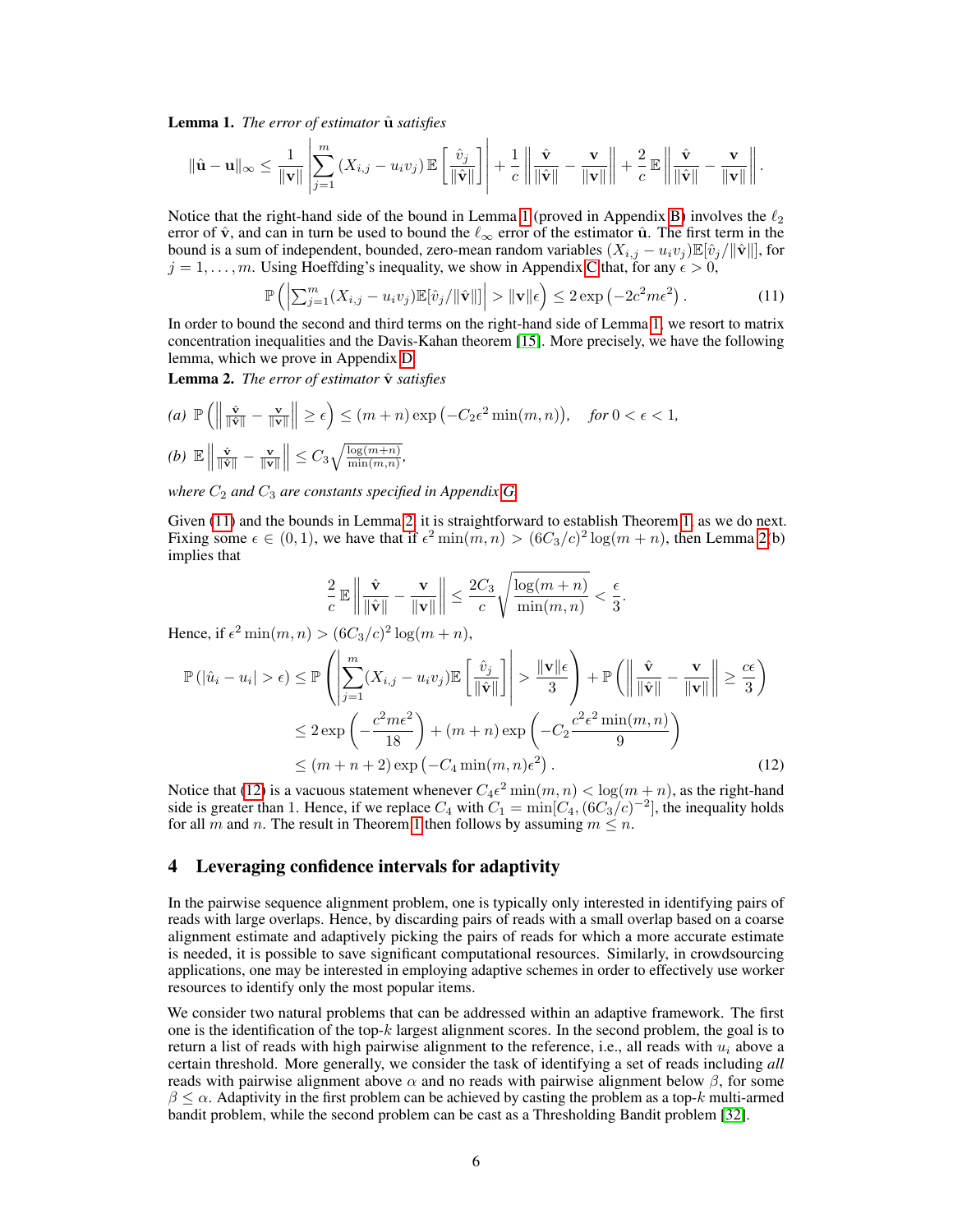**Lemma 1.** *The error of estimator* $\hat{\mathbf{u}}$ *satisfies*

$$\|\hat{\mathbf{u}} - \mathbf{u}\|_\infty \leq \frac{1}{\|\mathbf{v}\|} \left| \sum_{j=1}^{m} (X_{i,j} - u_i v_j) \mathbb{E}\left[\frac{\hat{v}_j}{\|\hat{\mathbf{v}}\|}\right] \right| + \frac{1}{c} \left\| \frac{\hat{\mathbf{v}}}{\|\hat{\mathbf{v}}\|} - \frac{\mathbf{v}}{\|\mathbf{v}\|} \right\| + \frac{2}{c} \mathbb{E} \left\| \frac{\hat{\mathbf{v}}}{\|\hat{\mathbf{v}}\|} - \frac{\mathbf{v}}{\|\mathbf{v}\|} \right\|.$$

Notice that the right-hand side of the bound in Lemma 1 (proved in Appendix B) involves the $\ell_2$ error of $\hat{\mathbf{v}}$, and can in turn be used to bound the $\ell_\infty$ error of the estimator $\hat{\mathbf{u}}$. The first term in the bound is a sum of independent, bounded, zero-mean random variables $(X_{i,j} - u_i v_j)\mathbb{E}[\hat{v}_j/\|\hat{\mathbf{v}}\|]$, for $j = 1, \ldots, m$. Using Hoeffding's inequality, we show in Appendix C that, for any $\epsilon > 0$,

$$\mathbb{P}\left( \left| \sum_{j=1}^{m} (X_{i,j} - u_i v_j)\mathbb{E}[\hat{v}_j/\|\hat{\mathbf{v}}\|] \right| > \|\mathbf{v}\|\epsilon \right) \leq 2 \exp\left(-2c^2 m \epsilon^2\right). \tag{11}$$

In order to bound the second and third terms on the right-hand side of Lemma 1, we resort to matrix concentration inequalities and the Davis-Kahan theorem [15]. More precisely, we have the following lemma, which we prove in Appendix D.

**Lemma 2.** *The error of estimator* $\hat{\mathbf{v}}$ *satisfies*

*(a)* $\mathbb{P}\left( \left\| \frac{\hat{\mathbf{v}}}{\|\hat{\mathbf{v}}\|} - \frac{\mathbf{v}}{\|\mathbf{v}\|} \right\| \geq \epsilon \right) \leq (m+n) \exp\left(-C_2 \epsilon^2 \min(m,n)\right),$ *for* $0 < \epsilon < 1$,

*(b)* $\mathbb{E} \left\| \frac{\hat{\mathbf{v}}}{\|\hat{\mathbf{v}}\|} - \frac{\mathbf{v}}{\|\mathbf{v}\|} \right\| \leq C_3 \sqrt{\frac{\log(m+n)}{\min(m,n)}},$

*where* $C_2$ *and* $C_3$ *are constants specified in Appendix G.*

Given (11) and the bounds in Lemma 2, it is straightforward to establish Theorem 1, as we do next. Fixing some $\epsilon \in (0,1)$, we have that if $\epsilon^2 \min(m,n) > (6C_3/c)^2 \log(m+n)$, then Lemma 2(b) implies that

$$\frac{2}{c} \mathbb{E} \left\| \frac{\hat{\mathbf{v}}}{\|\hat{\mathbf{v}}\|} - \frac{\mathbf{v}}{\|\mathbf{v}\|} \right\| \leq \frac{2C_3}{c} \sqrt{\frac{\log(m+n)}{\min(m,n)}} < \frac{\epsilon}{3}.$$

Hence, if $\epsilon^2 \min(m,n) > (6C_3/c)^2 \log(m+n)$,

$$\begin{aligned}
\mathbb{P}\left(|\hat{u}_i - u_i| > \epsilon\right) &\leq \mathbb{P}\left( \left| \sum_{j=1}^{m} (X_{i,j} - u_i v_j) \mathbb{E}\left[\frac{\hat{v}_j}{\|\hat{\mathbf{v}}\|}\right] \right| > \frac{\|\mathbf{v}\|\epsilon}{3} \right) + \mathbb{P}\left( \left\| \frac{\hat{\mathbf{v}}}{\|\hat{\mathbf{v}}\|} - \frac{\mathbf{v}}{\|\mathbf{v}\|} \right\| \geq \frac{c\epsilon}{3} \right) \\
&\leq 2 \exp\left(-\frac{c^2 m \epsilon^2}{18}\right) + (m+n) \exp\left(-C_2 \frac{c^2 \epsilon^2 \min(m,n)}{9}\right) \\
&\leq (m+n+2) \exp\left(-C_4 \min(m,n) \epsilon^2\right).
\end{aligned} \tag{12}$$

Notice that (12) is a vacuous statement whenever $C_4 \epsilon^2 \min(m,n) < \log(m+n)$, as the right-hand side is greater than 1. Hence, if we replace $C_4$ with $C_1 = \min[C_4, (6C_3/c)^{-2}]$, the inequality holds for all $m$ and $n$. The result in Theorem 1 then follows by assuming $m \leq n$.

## 4 Leveraging confidence intervals for adaptivity

In the pairwise sequence alignment problem, one is typically only interested in identifying pairs of reads with large overlaps. Hence, by discarding pairs of reads with a small overlap based on a coarse alignment estimate and adaptively picking the pairs of reads for which a more accurate estimate is needed, it is possible to save significant computational resources. Similarly, in crowdsourcing applications, one may be interested in employing adaptive schemes in order to effectively use worker resources to identify only the most popular items.

We consider two natural problems that can be addressed within an adaptive framework. The first one is the identification of the top-$k$ largest alignment scores. In the second problem, the goal is to return a list of reads with high pairwise alignment to the reference, i.e., all reads with $u_i$ above a certain threshold. More generally, we consider the task of identifying a set of reads including *all* reads with pairwise alignment above $\alpha$ and no reads with pairwise alignment below $\beta$, for some $\beta \leq \alpha$. Adaptivity in the first problem can be achieved by casting the problem as a top-$k$ multi-armed bandit problem, while the second problem can be cast as a Thresholding Bandit problem [32].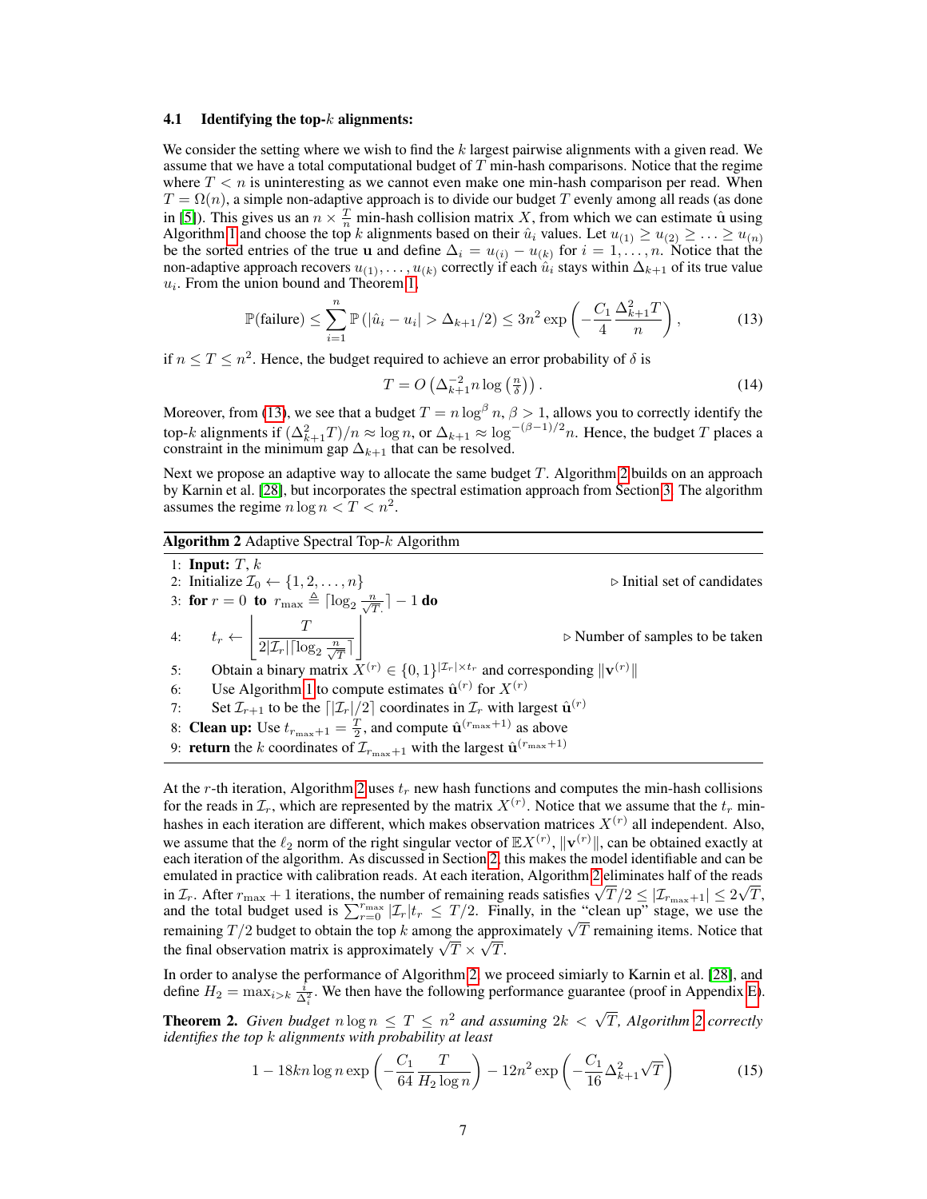### 4.1 Identifying the top-$k$ alignments:

We consider the setting where we wish to find the $k$ largest pairwise alignments with a given read. We assume that we have a total computational budget of $T$ min-hash comparisons. Notice that the regime where $T < n$ is uninteresting as we cannot even make one min-hash comparison per read. When $T = \Omega(n)$, a simple non-adaptive approach is to divide our budget $T$ evenly among all reads (as done in [5]). This gives us an $n \times \frac{T}{n}$ min-hash collision matrix $X$, from which we can estimate $\hat{\mathbf{u}}$ using Algorithm 1 and choose the top $k$ alignments based on their $\hat{u}_i$ values. Let $u_{(1)} \geq u_{(2)} \geq \ldots \geq u_{(n)}$ be the sorted entries of the true $\mathbf{u}$ and define $\Delta_i = u_{(i)} - u_{(k)}$ for $i = 1, \ldots, n$. Notice that the non-adaptive approach recovers $u_{(1)}, \ldots, u_{(k)}$ correctly if each $\hat{u}_i$ stays within $\Delta_{k+1}$ of its true value $u_i$. From the union bound and Theorem 1,

$$\mathbb{P}(\text{failure}) \leq \sum_{i=1}^{n} \mathbb{P}\left(|\hat{u}_i - u_i| > \Delta_{k+1}/2\right) \leq 3n^2 \exp\left(-\frac{C_1}{4}\frac{\Delta_{k+1}^2 T}{n}\right), \tag{13}$$

if $n \leq T \leq n^2$. Hence, the budget required to achieve an error probability of $\delta$ is

$$T = O\left(\Delta_{k+1}^{-2} n \log\left(\tfrac{n}{\delta}\right)\right). \tag{14}$$

Moreover, from (13), we see that a budget $T = n\log^\beta n$, $\beta > 1$, allows you to correctly identify the top-$k$ alignments if $(\Delta_{k+1}^2 T)/n \approx \log n$, or $\Delta_{k+1} \approx \log^{-(\beta-1)/2} n$. Hence, the budget $T$ places a constraint in the minimum gap $\Delta_{k+1}$ that can be resolved.

Next we propose an adaptive way to allocate the same budget $T$. Algorithm 2 builds on an approach by Karnin et al. [28], but incorporates the spectral estimation approach from Section 3. The algorithm assumes the regime $n \log n < T < n^2$.

**Algorithm 2** Adaptive Spectral Top-$k$ Algorithm

```
1: Input: T, k
2: Initialize I_0 ← {1, 2, ..., n}                                   ▷ Initial set of candidates
3: for r = 0 to r_max ≜ ⌈log_2 (n/√T)⌉ − 1 do
4:     t_r ← ⌊ T / (2|I_r| ⌈log_2 (n/√T)⌉) ⌋                          ▷ Number of samples to be taken
5:     Obtain a binary matrix X^(r) ∈ {0,1}^{|I_r| × t_r} and corresponding ||v^(r)||
6:     Use Algorithm 1 to compute estimates û^(r) for X^(r)
7:     Set I_{r+1} to be the ⌈|I_r|/2⌉ coordinates in I_r with largest û^(r)
8: Clean up: Use t_{r_max+1} = T/2, and compute û^(r_max+1) as above
9: return the k coordinates of I_{r_max+1} with the largest û^(r_max+1)
```

At the $r$-th iteration, Algorithm 2 uses $t_r$ new hash functions and computes the min-hash collisions for the reads in $\mathcal{I}_r$, which are represented by the matrix $X^{(r)}$. Notice that we assume that the $t_r$ min-hashes in each iteration are different, which makes observation matrices $X^{(r)}$ all independent. Also, we assume that the $\ell_2$ norm of the right singular vector of $\mathbb{E}X^{(r)}$, $\|\mathbf{v}^{(r)}\|$, can be obtained exactly at each iteration of the algorithm. As discussed in Section 2, this makes the model identifiable and can be emulated in practice with calibration reads. At each iteration, Algorithm 2 eliminates half of the reads in $\mathcal{I}_r$. After $r_{\max}+1$ iterations, the number of remaining reads satisfies $\sqrt{T}/2 \leq |\mathcal{I}_{r_{\max}+1}| \leq 2\sqrt{T}$, and the total budget used is $\sum_{r=0}^{r_{\max}} |\mathcal{I}_r| t_r \leq T/2$. Finally, in the "clean up" stage, we use the remaining $T/2$ budget to obtain the top $k$ among the approximately $\sqrt{T}$ remaining items. Notice that the final observation matrix is approximately $\sqrt{T} \times \sqrt{T}$.

In order to analyse the performance of Algorithm 2, we proceed simiarly to Karnin et al. [28], and define $H_2 = \max_{i>k} \frac{i}{\Delta_i^2}$. We then have the following performance guarantee (proof in Appendix E).

**Theorem 2.** *Given budget $n \log n \leq T \leq n^2$ and assuming $2k < \sqrt{T}$, Algorithm 2 correctly identifies the top $k$ alignments with probability at least*

$$1 - 18kn\log n \exp\left(-\frac{C_1}{64}\frac{T}{H_2 \log n}\right) - 12n^2 \exp\left(-\frac{C_1}{16}\Delta_{k+1}^2 \sqrt{T}\right) \tag{15}$$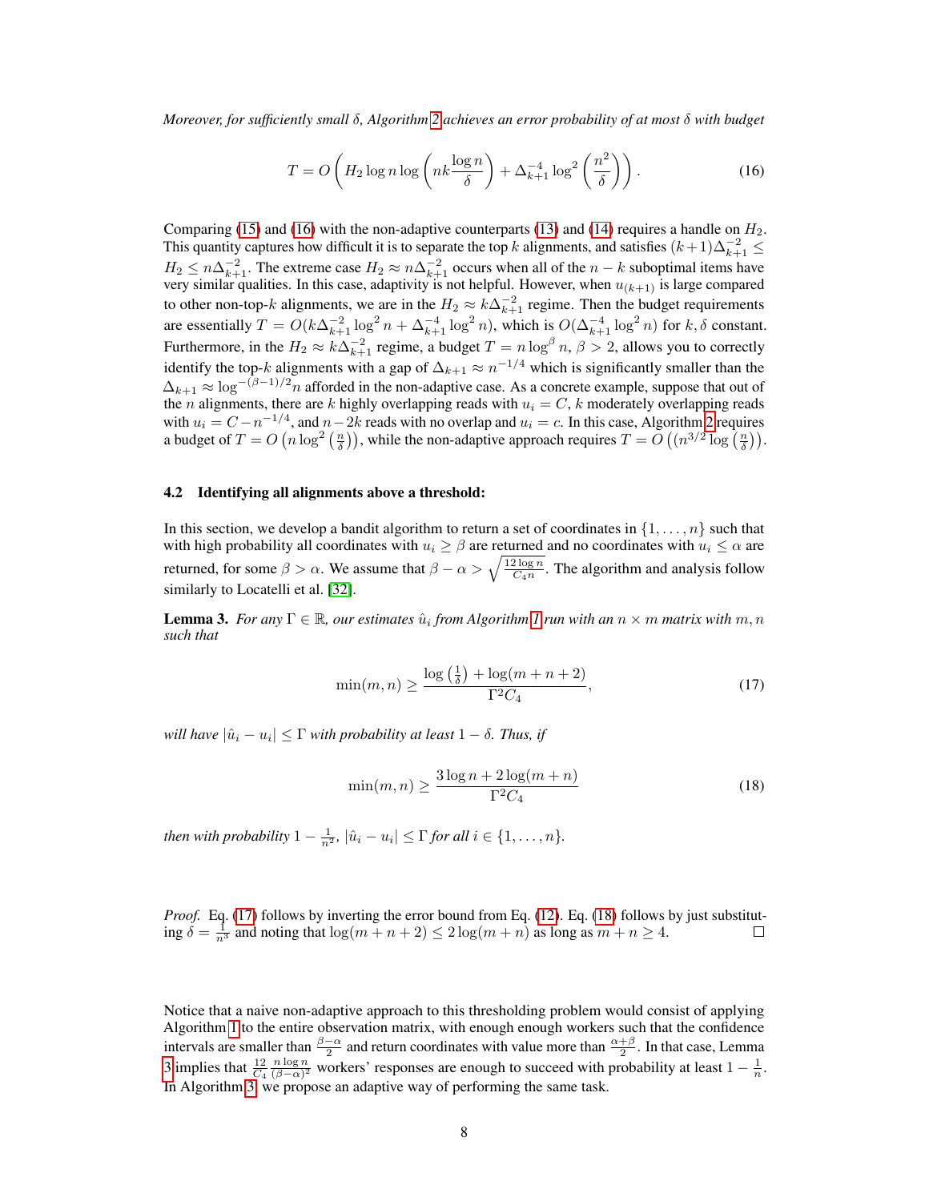*Moreover, for sufficiently small $\delta$, Algorithm 2 achieves an error probability of at most $\delta$ with budget*

$$T = O\left(H_2 \log n \log\left(nk\frac{\log n}{\delta}\right) + \Delta_{k+1}^{-4}\log^2\left(\frac{n^2}{\delta}\right)\right). \tag{16}$$

Comparing (15) and (16) with the non-adaptive counterparts (13) and (14) requires a handle on $H_2$. This quantity captures how difficult it is to separate the top $k$ alignments, and satisfies $(k+1)\Delta_{k+1}^{-2} \leq H_2 \leq n\Delta_{k+1}^{-2}$. The extreme case $H_2 \approx n\Delta_{k+1}^{-2}$ occurs when all of the $n-k$ suboptimal items have very similar qualities. In this case, adaptivity is not helpful. However, when $u_{(k+1)}$ is large compared to other non-top-$k$ alignments, we are in the $H_2 \approx k\Delta_{k+1}^{-2}$ regime. Then the budget requirements are essentially $T = O(k\Delta_{k+1}^{-2}\log^2 n + \Delta_{k+1}^{-4}\log^2 n)$, which is $O(\Delta_{k+1}^{-4}\log^2 n)$ for $k, \delta$ constant. Furthermore, in the $H_2 \approx k\Delta_{k+1}^{-2}$ regime, a budget $T = n\log^{\beta} n$, $\beta > 2$, allows you to correctly identify the top-$k$ alignments with a gap of $\Delta_{k+1} \approx n^{-1/4}$ which is significantly smaller than the $\Delta_{k+1} \approx \log^{-(\beta-1)/2} n$ afforded in the non-adaptive case. As a concrete example, suppose that out of the $n$ alignments, there are $k$ highly overlapping reads with $u_i = C$, $k$ moderately overlapping reads with $u_i = C - n^{-1/4}$, and $n-2k$ reads with no overlap and $u_i = c$. In this case, Algorithm 2 requires a budget of $T = O\left(n\log^2\left(\frac{n}{\delta}\right)\right)$, while the non-adaptive approach requires $T = O\left((n^{3/2}\log\left(\frac{n}{\delta}\right)\right)$.

### 4.2 Identifying all alignments above a threshold:

In this section, we develop a bandit algorithm to return a set of coordinates in $\{1, \ldots, n\}$ such that with high probability all coordinates with $u_i \geq \beta$ are returned and no coordinates with $u_i \leq \alpha$ are returned, for some $\beta > \alpha$. We assume that $\beta - \alpha > \sqrt{\frac{12\log n}{C_4 n}}$. The algorithm and analysis follow similarly to Locatelli et al. [32].

**Lemma 3.** *For any $\Gamma \in \mathbb{R}$, our estimates $\hat{u}_i$ from Algorithm 1 run with an $n \times m$ matrix with $m, n$ such that*

$$\min(m, n) \geq \frac{\log\left(\frac{1}{\delta}\right) + \log(m+n+2)}{\Gamma^2 C_4}, \tag{17}$$

*will have $|\hat{u}_i - u_i| \leq \Gamma$ with probability at least $1-\delta$. Thus, if*

$$\min(m, n) \geq \frac{3\log n + 2\log(m+n)}{\Gamma^2 C_4} \tag{18}$$

*then with probability $1 - \frac{1}{n^2}$, $|\hat{u}_i - u_i| \leq \Gamma$ for all $i \in \{1, \ldots, n\}$.*

*Proof.* Eq. (17) follows by inverting the error bound from Eq. (12). Eq. (18) follows by just substituting $\delta = \frac{1}{n^3}$ and noting that $\log(m+n+2) \leq 2\log(m+n)$ as long as $m+n \geq 4$. □

Notice that a naive non-adaptive approach to this thresholding problem would consist of applying Algorithm 1 to the entire observation matrix, with enough enough workers such that the confidence intervals are smaller than $\frac{\beta-\alpha}{2}$ and return coordinates with value more than $\frac{\alpha+\beta}{2}$. In that case, Lemma 3 implies that $\frac{12}{C_4}\frac{n\log n}{(\beta-\alpha)^2}$ workers' responses are enough to succeed with probability at least $1 - \frac{1}{n}$. In Algorithm 3, we propose an adaptive way of performing the same task.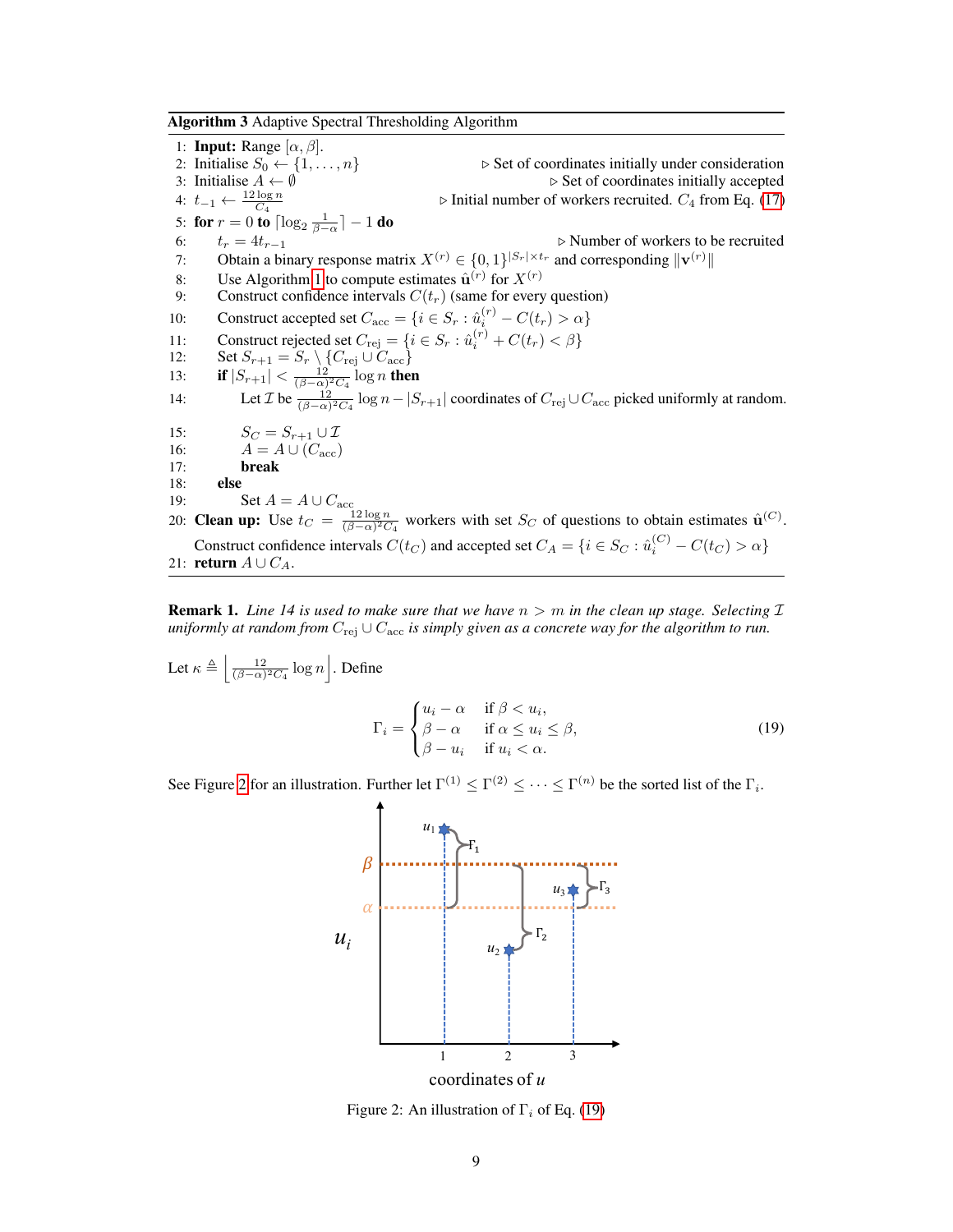**Algorithm 3** Adaptive Spectral Thresholding Algorithm

1: **Input:** Range $[\alpha, \beta]$.
2: Initialise $S_0 \leftarrow \{1, \ldots, n\}$ ▷ Set of coordinates initially under consideration
3: Initialise $A \leftarrow \emptyset$ ▷ Set of coordinates initially accepted
4: $t_{-1} \leftarrow \frac{12 \log n}{C_4}$ ▷ Initial number of workers recruited. $C_4$ from Eq. (17)
5: **for** $r = 0$ **to** $\lceil \log_2 \frac{1}{\beta - \alpha} \rceil - 1$ **do**
6: $\quad t_r = 4 t_{r-1}$ ▷ Number of workers to be recruited
7: $\quad$ Obtain a binary response matrix $X^{(r)} \in \{0,1\}^{|S_r| \times t_r}$ and corresponding $\|\mathbf{v}^{(r)}\|$
8: $\quad$ Use Algorithm 1 to compute estimates $\hat{\mathbf{u}}^{(r)}$ for $X^{(r)}$
9: $\quad$ Construct confidence intervals $C(t_r)$ (same for every question)
10: $\quad$ Construct accepted set $C_{\text{acc}} = \{i \in S_r : \hat{u}_i^{(r)} - C(t_r) > \alpha\}$
11: $\quad$ Construct rejected set $C_{\text{rej}} = \{i \in S_r : \hat{u}_i^{(r)} + C(t_r) < \beta\}$
12: $\quad$ Set $S_{r+1} = S_r \setminus \{C_{\text{rej}} \cup C_{\text{acc}}\}$
13: $\quad$ **if** $|S_{r+1}| < \frac{12}{(\beta-\alpha)^2 C_4} \log n$ **then**
14: $\quad\quad$ Let $\mathcal{I}$ be $\frac{12}{(\beta-\alpha)^2 C_4} \log n - |S_{r+1}|$ coordinates of $C_{\text{rej}} \cup C_{\text{acc}}$ picked uniformly at random.
15: $\quad\quad$ $S_C = S_{r+1} \cup \mathcal{I}$
16: $\quad\quad$ $A = A \cup (C_{\text{acc}})$
17: $\quad\quad$ **break**
18: $\quad$ **else**
19: $\quad\quad$ Set $A = A \cup C_{\text{acc}}$
20: **Clean up:** Use $t_C = \frac{12 \log n}{(\beta-\alpha)^2 C_4}$ workers with set $S_C$ of questions to obtain estimates $\hat{\mathbf{u}}^{(C)}$. Construct confidence intervals $C(t_C)$ and accepted set $C_A = \{i \in S_C : \hat{u}_i^{(C)} - C(t_C) > \alpha\}$
21: **return** $A \cup C_A$.

**Remark 1.** *Line 14 is used to make sure that we have $n > m$ in the clean up stage. Selecting $\mathcal{I}$ uniformly at random from $C_{\text{rej}} \cup C_{\text{acc}}$ is simply given as a concrete way for the algorithm to run.*

Let $\kappa \triangleq \left\lfloor \frac{12}{(\beta-\alpha)^2 C_4} \log n \right\rfloor$. Define

$$\Gamma_i = \begin{cases} u_i - \alpha & \text{if } \beta < u_i, \\ \beta - \alpha & \text{if } \alpha \le u_i \le \beta, \\ \beta - u_i & \text{if } u_i < \alpha. \end{cases} \tag{19}$$

See Figure 2 for an illustration. Further let $\Gamma^{(1)} \le \Gamma^{(2)} \le \cdots \le \Gamma^{(n)}$ be the sorted list of the $\Gamma_i$.

Figure 2: An illustration of $\Gamma_i$ of Eq. (19)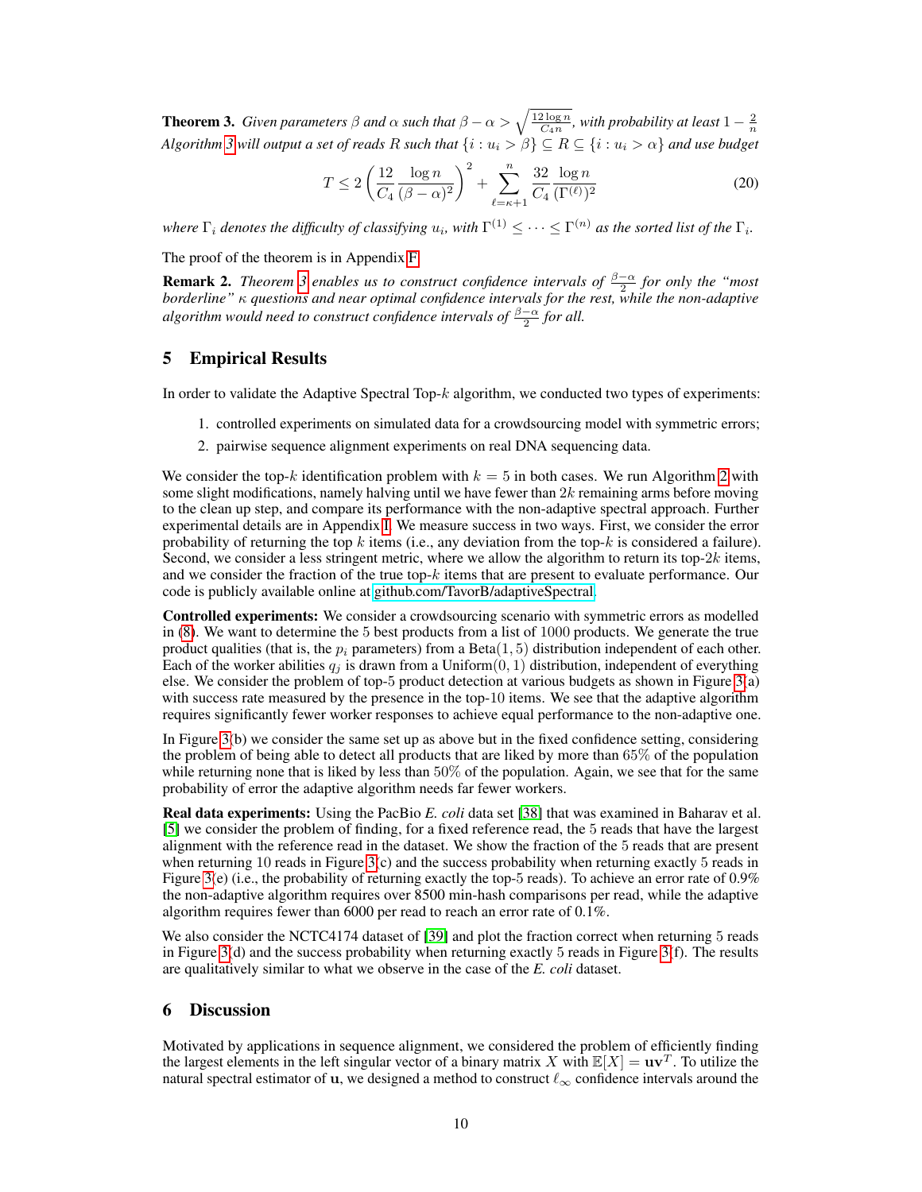**Theorem 3.** *Given parameters $\beta$ and $\alpha$ such that $\beta - \alpha > \sqrt{\frac{12 \log n}{C_4 n}}$, with probability at least $1 - \frac{2}{n}$ Algorithm 3 will output a set of reads $R$ such that $\{i : u_i > \beta\} \subseteq R \subseteq \{i : u_i > \alpha\}$ and use budget*

$$T \leq 2 \left( \frac{12}{C_4} \frac{\log n}{(\beta - \alpha)^2} \right)^2 + \sum_{\ell = \kappa + 1}^{n} \frac{32}{C_4} \frac{\log n}{(\Gamma^{(\ell)})^2} \tag{20}$$

*where $\Gamma_i$ denotes the difficulty of classifying $u_i$, with $\Gamma^{(1)} \leq \cdots \leq \Gamma^{(n)}$ as the sorted list of the $\Gamma_i$.*

The proof of the theorem is in Appendix F.

**Remark 2.** *Theorem 3 enables us to construct confidence intervals of $\frac{\beta - \alpha}{2}$ for only the "most borderline" $\kappa$ questions and near optimal confidence intervals for the rest, while the non-adaptive algorithm would need to construct confidence intervals of $\frac{\beta - \alpha}{2}$ for all.*

## 5 Empirical Results

In order to validate the Adaptive Spectral Top-$k$ algorithm, we conducted two types of experiments:

1. controlled experiments on simulated data for a crowdsourcing model with symmetric errors;
2. pairwise sequence alignment experiments on real DNA sequencing data.

We consider the top-$k$ identification problem with $k = 5$ in both cases. We run Algorithm 2 with some slight modifications, namely halving until we have fewer than $2k$ remaining arms before moving to the clean up step, and compare its performance with the non-adaptive spectral approach. Further experimental details are in Appendix I. We measure success in two ways. First, we consider the error probability of returning the top $k$ items (i.e., any deviation from the top-$k$ is considered a failure). Second, we consider a less stringent metric, where we allow the algorithm to return its top-$2k$ items, and we consider the fraction of the true top-$k$ items that are present to evaluate performance. Our code is publicly available online at github.com/TavorB/adaptiveSpectral.

**Controlled experiments:** We consider a crowdsourcing scenario with symmetric errors as modelled in (8). We want to determine the 5 best products from a list of 1000 products. We generate the true product qualities (that is, the $p_i$ parameters) from a $\text{Beta}(1, 5)$ distribution independent of each other. Each of the worker abilities $q_j$ is drawn from a $\text{Uniform}(0, 1)$ distribution, independent of everything else. We consider the problem of top-5 product detection at various budgets as shown in Figure 3(a) with success rate measured by the presence in the top-10 items. We see that the adaptive algorithm requires significantly fewer worker responses to achieve equal performance to the non-adaptive one.

In Figure 3(b) we consider the same set up as above but in the fixed confidence setting, considering the problem of being able to detect all products that are liked by more than 65% of the population while returning none that is liked by less than 50% of the population. Again, we see that for the same probability of error the adaptive algorithm needs far fewer workers.

**Real data experiments:** Using the PacBio *E. coli* data set [38] that was examined in Baharav et al. [5] we consider the problem of finding, for a fixed reference read, the 5 reads that have the largest alignment with the reference read in the dataset. We show the fraction of the 5 reads that are present when returning 10 reads in Figure 3(c) and the success probability when returning exactly 5 reads in Figure 3(e) (i.e., the probability of returning exactly the top-5 reads). To achieve an error rate of 0.9% the non-adaptive algorithm requires over 8500 min-hash comparisons per read, while the adaptive algorithm requires fewer than 6000 per read to reach an error rate of 0.1%.

We also consider the NCTC4174 dataset of [39] and plot the fraction correct when returning 5 reads in Figure 3(d) and the success probability when returning exactly 5 reads in Figure 3(f). The results are qualitatively similar to what we observe in the case of the *E. coli* dataset.

## 6 Discussion

Motivated by applications in sequence alignment, we considered the problem of efficiently finding the largest elements in the left singular vector of a binary matrix $X$ with $\mathbb{E}[X] = \mathbf{u}\mathbf{v}^T$. To utilize the natural spectral estimator of $\mathbf{u}$, we designed a method to construct $\ell_\infty$ confidence intervals around the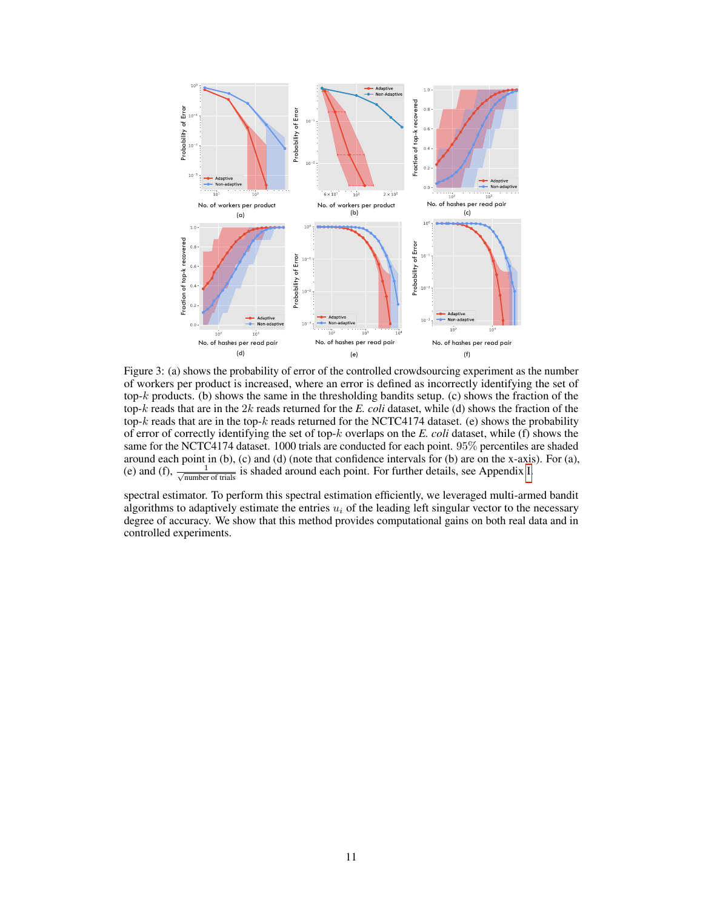Figure 3: (a) shows the probability of error of the controlled crowdsourcing experiment as the number of workers per product is increased, where an error is defined as incorrectly identifying the set of top-$k$ products. (b) shows the same in the thresholding bandits setup. (c) shows the fraction of the top-$k$ reads that are in the $2k$ reads returned for the *E. coli* dataset, while (d) shows the fraction of the top-$k$ reads that are in the top-$k$ reads returned for the NCTC4174 dataset. (e) shows the probability of error of correctly identifying the set of top-$k$ overlaps on the *E. coli* dataset, while (f) shows the same for the NCTC4174 dataset. 1000 trials are conducted for each point. 95% percentiles are shaded around each point in (b), (c) and (d) (note that confidence intervals for (b) are on the x-axis). For (a), (e) and (f), $\frac{1}{\sqrt{\text{number of trials}}}$ is shaded around each point. For further details, see Appendix I.

spectral estimator. To perform this spectral estimation efficiently, we leveraged multi-armed bandit algorithms to adaptively estimate the entries $u_i$ of the leading left singular vector to the necessary degree of accuracy. We show that this method provides computational gains on both real data and in controlled experiments.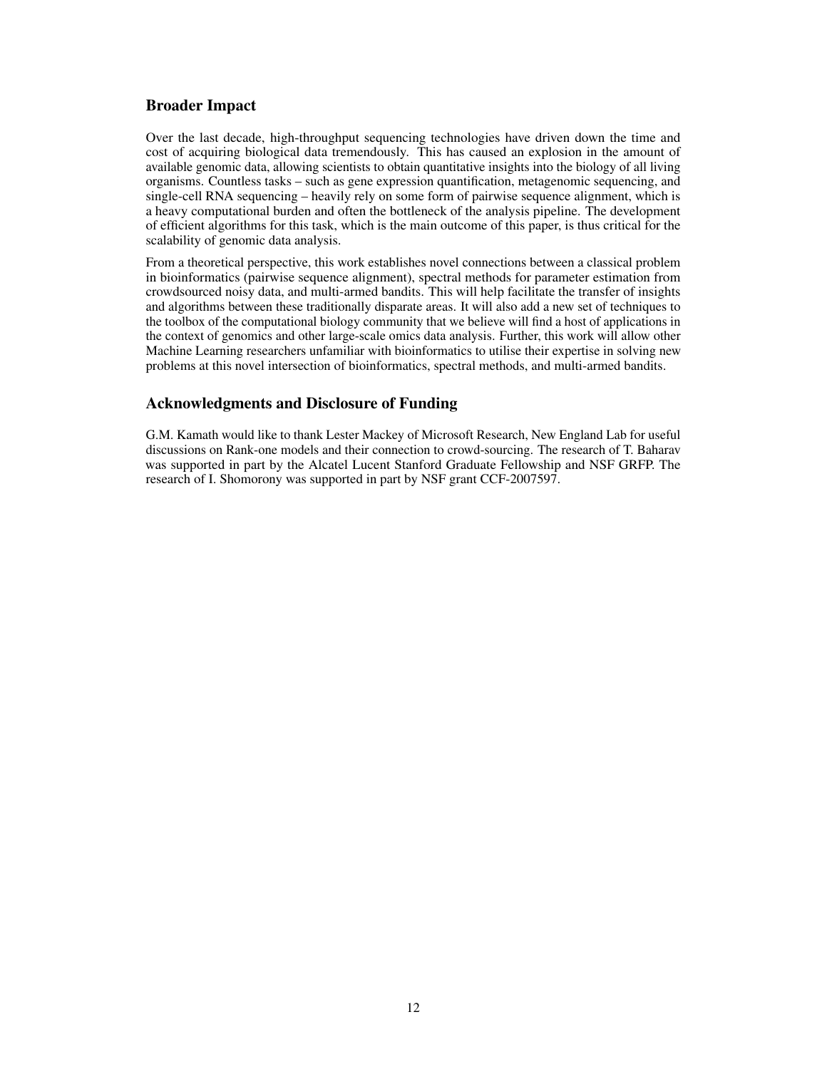## Broader Impact

Over the last decade, high-throughput sequencing technologies have driven down the time and cost of acquiring biological data tremendously. This has caused an explosion in the amount of available genomic data, allowing scientists to obtain quantitative insights into the biology of all living organisms. Countless tasks – such as gene expression quantification, metagenomic sequencing, and single-cell RNA sequencing – heavily rely on some form of pairwise sequence alignment, which is a heavy computational burden and often the bottleneck of the analysis pipeline. The development of efficient algorithms for this task, which is the main outcome of this paper, is thus critical for the scalability of genomic data analysis.

From a theoretical perspective, this work establishes novel connections between a classical problem in bioinformatics (pairwise sequence alignment), spectral methods for parameter estimation from crowdsourced noisy data, and multi-armed bandits. This will help facilitate the transfer of insights and algorithms between these traditionally disparate areas. It will also add a new set of techniques to the toolbox of the computational biology community that we believe will find a host of applications in the context of genomics and other large-scale omics data analysis. Further, this work will allow other Machine Learning researchers unfamiliar with bioinformatics to utilise their expertise in solving new problems at this novel intersection of bioinformatics, spectral methods, and multi-armed bandits.

## Acknowledgments and Disclosure of Funding

G.M. Kamath would like to thank Lester Mackey of Microsoft Research, New England Lab for useful discussions on Rank-one models and their connection to crowd-sourcing. The research of T. Baharav was supported in part by the Alcatel Lucent Stanford Graduate Fellowship and NSF GRFP. The research of I. Shomorony was supported in part by NSF grant CCF-2007597.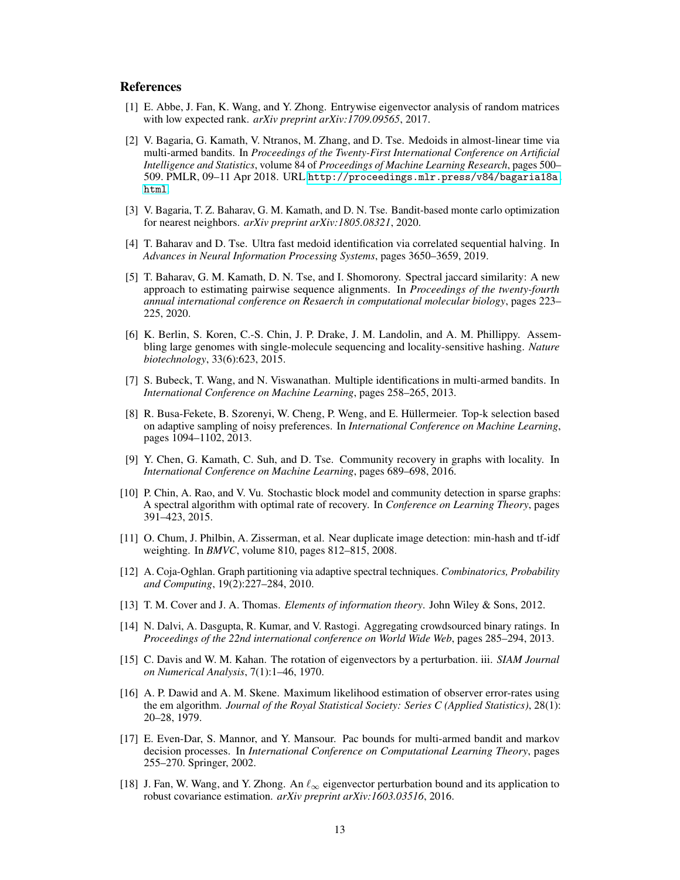## References

[1] E. Abbe, J. Fan, K. Wang, and Y. Zhong. Entrywise eigenvector analysis of random matrices with low expected rank. *arXiv preprint arXiv:1709.09565*, 2017.

[2] V. Bagaria, G. Kamath, V. Ntranos, M. Zhang, and D. Tse. Medoids in almost-linear time via multi-armed bandits. In *Proceedings of the Twenty-First International Conference on Artificial Intelligence and Statistics*, volume 84 of *Proceedings of Machine Learning Research*, pages 500–509. PMLR, 09–11 Apr 2018. URL http://proceedings.mlr.press/v84/bagaria18a.html.

[3] V. Bagaria, T. Z. Baharav, G. M. Kamath, and D. N. Tse. Bandit-based monte carlo optimization for nearest neighbors. *arXiv preprint arXiv:1805.08321*, 2020.

[4] T. Baharav and D. Tse. Ultra fast medoid identification via correlated sequential halving. In *Advances in Neural Information Processing Systems*, pages 3650–3659, 2019.

[5] T. Baharav, G. M. Kamath, D. N. Tse, and I. Shomorony. Spectral jaccard similarity: A new approach to estimating pairwise sequence alignments. In *Proceedings of the twenty-fourth annual international conference on Resaerch in computational molecular biology*, pages 223–225, 2020.

[6] K. Berlin, S. Koren, C.-S. Chin, J. P. Drake, J. M. Landolin, and A. M. Phillippy. Assembling large genomes with single-molecule sequencing and locality-sensitive hashing. *Nature biotechnology*, 33(6):623, 2015.

[7] S. Bubeck, T. Wang, and N. Viswanathan. Multiple identifications in multi-armed bandits. In *International Conference on Machine Learning*, pages 258–265, 2013.

[8] R. Busa-Fekete, B. Szorenyi, W. Cheng, P. Weng, and E. Hüllermeier. Top-k selection based on adaptive sampling of noisy preferences. In *International Conference on Machine Learning*, pages 1094–1102, 2013.

[9] Y. Chen, G. Kamath, C. Suh, and D. Tse. Community recovery in graphs with locality. In *International Conference on Machine Learning*, pages 689–698, 2016.

[10] P. Chin, A. Rao, and V. Vu. Stochastic block model and community detection in sparse graphs: A spectral algorithm with optimal rate of recovery. In *Conference on Learning Theory*, pages 391–423, 2015.

[11] O. Chum, J. Philbin, A. Zisserman, et al. Near duplicate image detection: min-hash and tf-idf weighting. In *BMVC*, volume 810, pages 812–815, 2008.

[12] A. Coja-Oghlan. Graph partitioning via adaptive spectral techniques. *Combinatorics, Probability and Computing*, 19(2):227–284, 2010.

[13] T. M. Cover and J. A. Thomas. *Elements of information theory*. John Wiley & Sons, 2012.

[14] N. Dalvi, A. Dasgupta, R. Kumar, and V. Rastogi. Aggregating crowdsourced binary ratings. In *Proceedings of the 22nd international conference on World Wide Web*, pages 285–294, 2013.

[15] C. Davis and W. M. Kahan. The rotation of eigenvectors by a perturbation. iii. *SIAM Journal on Numerical Analysis*, 7(1):1–46, 1970.

[16] A. P. Dawid and A. M. Skene. Maximum likelihood estimation of observer error-rates using the em algorithm. *Journal of the Royal Statistical Society: Series C (Applied Statistics)*, 28(1): 20–28, 1979.

[17] E. Even-Dar, S. Mannor, and Y. Mansour. Pac bounds for multi-armed bandit and markov decision processes. In *International Conference on Computational Learning Theory*, pages 255–270. Springer, 2002.

[18] J. Fan, W. Wang, and Y. Zhong. An $\ell_\infty$ eigenvector perturbation bound and its application to robust covariance estimation. *arXiv preprint arXiv:1603.03516*, 2016.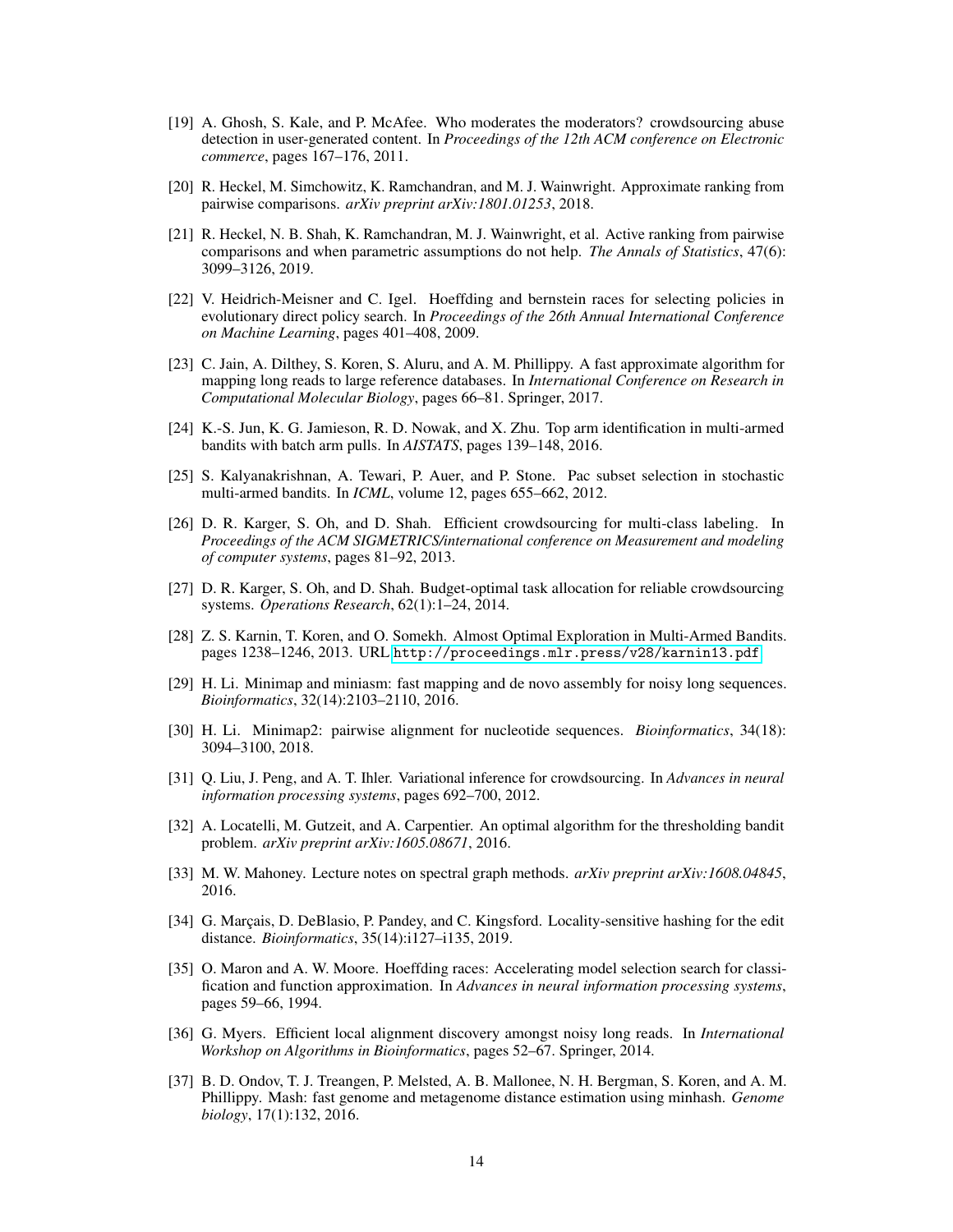[19] A. Ghosh, S. Kale, and P. McAfee. Who moderates the moderators? crowdsourcing abuse detection in user-generated content. In *Proceedings of the 12th ACM conference on Electronic commerce*, pages 167–176, 2011.

[20] R. Heckel, M. Simchowitz, K. Ramchandran, and M. J. Wainwright. Approximate ranking from pairwise comparisons. *arXiv preprint arXiv:1801.01253*, 2018.

[21] R. Heckel, N. B. Shah, K. Ramchandran, M. J. Wainwright, et al. Active ranking from pairwise comparisons and when parametric assumptions do not help. *The Annals of Statistics*, 47(6): 3099–3126, 2019.

[22] V. Heidrich-Meisner and C. Igel. Hoeffding and bernstein races for selecting policies in evolutionary direct policy search. In *Proceedings of the 26th Annual International Conference on Machine Learning*, pages 401–408, 2009.

[23] C. Jain, A. Dilthey, S. Koren, S. Aluru, and A. M. Phillippy. A fast approximate algorithm for mapping long reads to large reference databases. In *International Conference on Research in Computational Molecular Biology*, pages 66–81. Springer, 2017.

[24] K.-S. Jun, K. G. Jamieson, R. D. Nowak, and X. Zhu. Top arm identification in multi-armed bandits with batch arm pulls. In *AISTATS*, pages 139–148, 2016.

[25] S. Kalyanakrishnan, A. Tewari, P. Auer, and P. Stone. Pac subset selection in stochastic multi-armed bandits. In *ICML*, volume 12, pages 655–662, 2012.

[26] D. R. Karger, S. Oh, and D. Shah. Efficient crowdsourcing for multi-class labeling. In *Proceedings of the ACM SIGMETRICS/international conference on Measurement and modeling of computer systems*, pages 81–92, 2013.

[27] D. R. Karger, S. Oh, and D. Shah. Budget-optimal task allocation for reliable crowdsourcing systems. *Operations Research*, 62(1):1–24, 2014.

[28] Z. S. Karnin, T. Koren, and O. Somekh. Almost Optimal Exploration in Multi-Armed Bandits. pages 1238–1246, 2013. URL `http://proceedings.mlr.press/v28/karnin13.pdf`.

[29] H. Li. Minimap and miniasm: fast mapping and de novo assembly for noisy long sequences. *Bioinformatics*, 32(14):2103–2110, 2016.

[30] H. Li. Minimap2: pairwise alignment for nucleotide sequences. *Bioinformatics*, 34(18): 3094–3100, 2018.

[31] Q. Liu, J. Peng, and A. T. Ihler. Variational inference for crowdsourcing. In *Advances in neural information processing systems*, pages 692–700, 2012.

[32] A. Locatelli, M. Gutzeit, and A. Carpentier. An optimal algorithm for the thresholding bandit problem. *arXiv preprint arXiv:1605.08671*, 2016.

[33] M. W. Mahoney. Lecture notes on spectral graph methods. *arXiv preprint arXiv:1608.04845*, 2016.

[34] G. Marçais, D. DeBlasio, P. Pandey, and C. Kingsford. Locality-sensitive hashing for the edit distance. *Bioinformatics*, 35(14):i127–i135, 2019.

[35] O. Maron and A. W. Moore. Hoeffding races: Accelerating model selection search for classification and function approximation. In *Advances in neural information processing systems*, pages 59–66, 1994.

[36] G. Myers. Efficient local alignment discovery amongst noisy long reads. In *International Workshop on Algorithms in Bioinformatics*, pages 52–67. Springer, 2014.

[37] B. D. Ondov, T. J. Treangen, P. Melsted, A. B. Mallonee, N. H. Bergman, S. Koren, and A. M. Phillippy. Mash: fast genome and metagenome distance estimation using minhash. *Genome biology*, 17(1):132, 2016.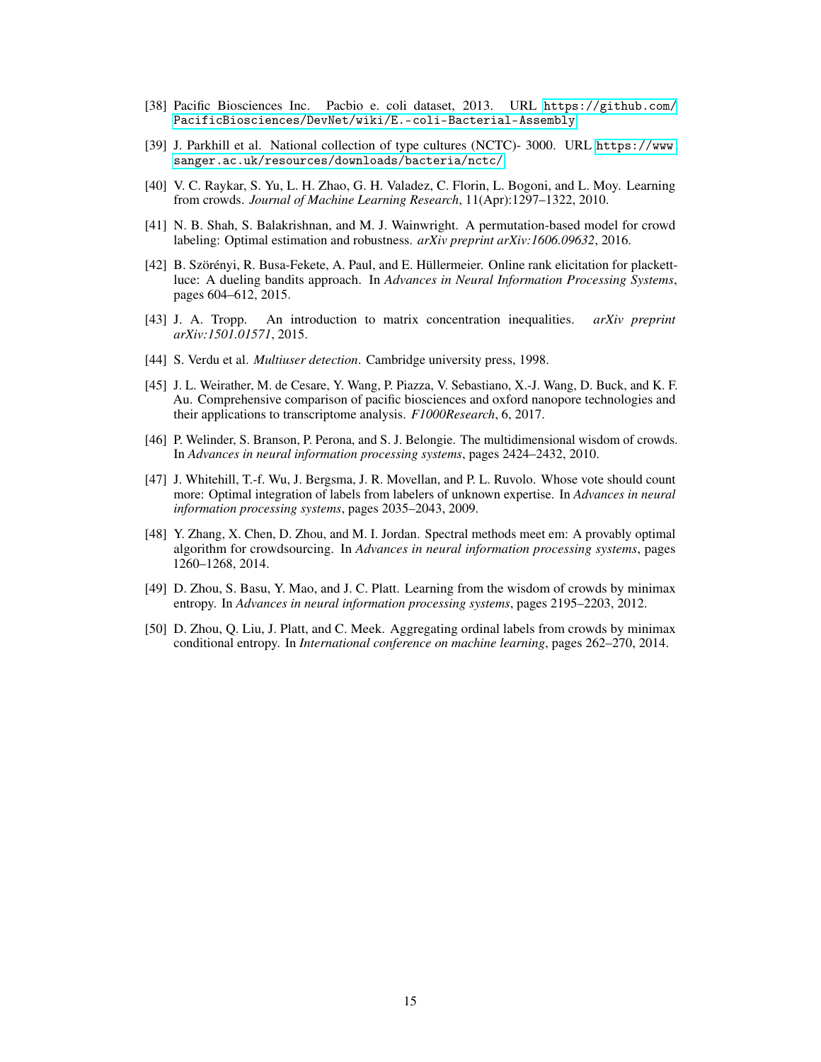[38] Pacific Biosciences Inc. Pacbio e. coli dataset, 2013. URL https://github.com/PacificBiosciences/DevNet/wiki/E.-coli-Bacterial-Assembly.

[39] J. Parkhill et al. National collection of type cultures (NCTC)- 3000. URL https://www.sanger.ac.uk/resources/downloads/bacteria/nctc/.

[40] V. C. Raykar, S. Yu, L. H. Zhao, G. H. Valadez, C. Florin, L. Bogoni, and L. Moy. Learning from crowds. *Journal of Machine Learning Research*, 11(Apr):1297–1322, 2010.

[41] N. B. Shah, S. Balakrishnan, and M. J. Wainwright. A permutation-based model for crowd labeling: Optimal estimation and robustness. *arXiv preprint arXiv:1606.09632*, 2016.

[42] B. Szörényi, R. Busa-Fekete, A. Paul, and E. Hüllermeier. Online rank elicitation for plackett-luce: A dueling bandits approach. In *Advances in Neural Information Processing Systems*, pages 604–612, 2015.

[43] J. A. Tropp. An introduction to matrix concentration inequalities. *arXiv preprint arXiv:1501.01571*, 2015.

[44] S. Verdu et al. *Multiuser detection*. Cambridge university press, 1998.

[45] J. L. Weirather, M. de Cesare, Y. Wang, P. Piazza, V. Sebastiano, X.-J. Wang, D. Buck, and K. F. Au. Comprehensive comparison of pacific biosciences and oxford nanopore technologies and their applications to transcriptome analysis. *F1000Research*, 6, 2017.

[46] P. Welinder, S. Branson, P. Perona, and S. J. Belongie. The multidimensional wisdom of crowds. In *Advances in neural information processing systems*, pages 2424–2432, 2010.

[47] J. Whitehill, T.-f. Wu, J. Bergsma, J. R. Movellan, and P. L. Ruvolo. Whose vote should count more: Optimal integration of labels from labelers of unknown expertise. In *Advances in neural information processing systems*, pages 2035–2043, 2009.

[48] Y. Zhang, X. Chen, D. Zhou, and M. I. Jordan. Spectral methods meet em: A provably optimal algorithm for crowdsourcing. In *Advances in neural information processing systems*, pages 1260–1268, 2014.

[49] D. Zhou, S. Basu, Y. Mao, and J. C. Platt. Learning from the wisdom of crowds by minimax entropy. In *Advances in neural information processing systems*, pages 2195–2203, 2012.

[50] D. Zhou, Q. Liu, J. Platt, and C. Meek. Aggregating ordinal labels from crowds by minimax conditional entropy. In *International conference on machine learning*, pages 262–270, 2014.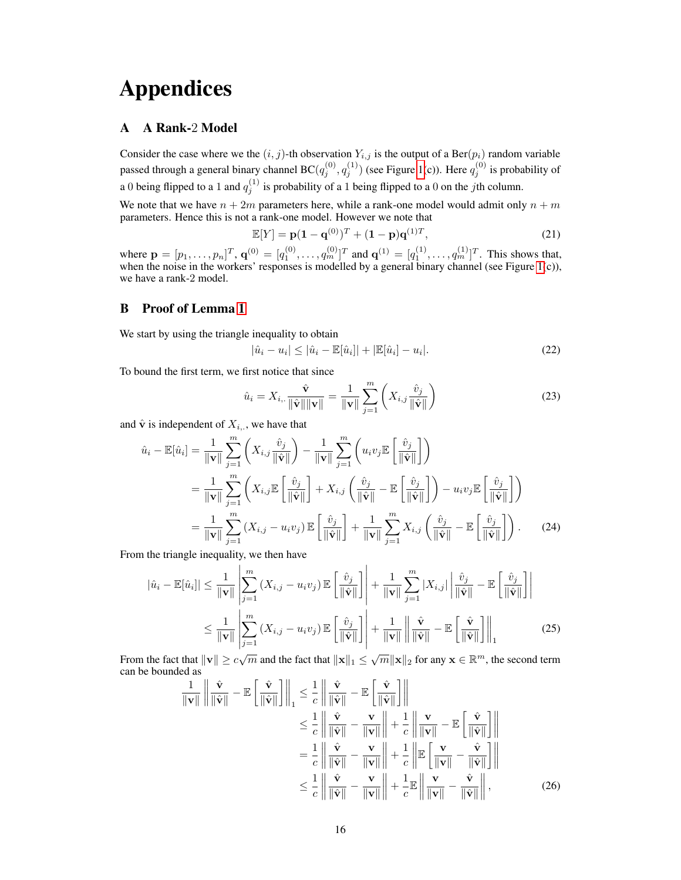# Appendices

## A A Rank-2 Model

Consider the case where we the $(i,j)$-th observation $Y_{i,j}$ is the output of a Ber$(p_i)$ random variable passed through a general binary channel BC$(q_j^{(0)}, q_j^{(1)})$ (see Figure 1(c)). Here $q_j^{(0)}$ is probability of a 0 being flipped to a 1 and $q_j^{(1)}$ is probability of a 1 being flipped to a 0 on the $j$th column.

We note that we have $n + 2m$ parameters here, while a rank-one model would admit only $n + m$ parameters. Hence this is not a rank-one model. However we note that

$$\mathbb{E}[Y] = \mathbf{p}(\mathbf{1} - \mathbf{q}^{(0)})^T + (\mathbf{1} - \mathbf{p})\mathbf{q}^{(1)T}, \tag{21}$$

where $\mathbf{p} = [p_1, \ldots, p_n]^T$, $\mathbf{q}^{(0)} = [q_1^{(0)}, \ldots, q_m^{(0)}]^T$ and $\mathbf{q}^{(1)} = [q_1^{(1)}, \ldots, q_m^{(1)}]^T$. This shows that, when the noise in the workers' responses is modelled by a general binary channel (see Figure 1(c)), we have a rank-2 model.

## B Proof of Lemma 1

We start by using the triangle inequality to obtain

$$|\hat{u}_i - u_i| \leq |\hat{u}_i - \mathbb{E}[\hat{u}_i]| + |\mathbb{E}[\hat{u}_i] - u_i|. \tag{22}$$

To bound the first term, we first notice that since

$$\hat{u}_i = X_{i,\cdot} \frac{\hat{\mathbf{v}}}{\|\hat{\mathbf{v}}\|\|\mathbf{v}\|} = \frac{1}{\|\mathbf{v}\|} \sum_{j=1}^{m} \left( X_{i,j} \frac{\hat{v}_j}{\|\hat{\mathbf{v}}\|} \right) \tag{23}$$

and $\hat{\mathbf{v}}$ is independent of $X_{i,\cdot}$, we have that

$$\begin{aligned}
\hat{u}_i - \mathbb{E}[\hat{u}_i] &= \frac{1}{\|\mathbf{v}\|} \sum_{j=1}^{m} \left( X_{i,j} \frac{\hat{v}_j}{\|\hat{\mathbf{v}}\|} \right) - \frac{1}{\|\mathbf{v}\|} \sum_{j=1}^{m} \left( u_i v_j \mathbb{E}\left[ \frac{\hat{v}_j}{\|\hat{\mathbf{v}}\|} \right] \right) \\
&= \frac{1}{\|\mathbf{v}\|} \sum_{j=1}^{m} \left( X_{i,j} \mathbb{E}\left[ \frac{\hat{v}_j}{\|\hat{\mathbf{v}}\|} \right] + X_{i,j} \left( \frac{\hat{v}_j}{\|\hat{\mathbf{v}}\|} - \mathbb{E}\left[ \frac{\hat{v}_j}{\|\hat{\mathbf{v}}\|} \right] \right) - u_i v_j \mathbb{E}\left[ \frac{\hat{v}_j}{\|\hat{\mathbf{v}}\|} \right] \right) \\
&= \frac{1}{\|\mathbf{v}\|} \sum_{j=1}^{m} (X_{i,j} - u_i v_j) \mathbb{E}\left[ \frac{\hat{v}_j}{\|\hat{\mathbf{v}}\|} \right] + \frac{1}{\|\mathbf{v}\|} \sum_{j=1}^{m} X_{i,j} \left( \frac{\hat{v}_j}{\|\hat{\mathbf{v}}\|} - \mathbb{E}\left[ \frac{\hat{v}_j}{\|\hat{\mathbf{v}}\|} \right] \right).
\end{aligned} \tag{24}$$

From the triangle inequality, we then have

$$\begin{aligned}
|\hat{u}_i - \mathbb{E}[\hat{u}_i]| &\leq \frac{1}{\|\mathbf{v}\|} \left| \sum_{j=1}^{m} (X_{i,j} - u_i v_j) \mathbb{E}\left[ \frac{\hat{v}_j}{\|\hat{\mathbf{v}}\|} \right] \right| + \frac{1}{\|\mathbf{v}\|} \sum_{j=1}^{m} |X_{i,j}| \left| \frac{\hat{v}_j}{\|\hat{\mathbf{v}}\|} - \mathbb{E}\left[ \frac{\hat{v}_j}{\|\hat{\mathbf{v}}\|} \right] \right| \\
&\leq \frac{1}{\|\mathbf{v}\|} \left| \sum_{j=1}^{m} (X_{i,j} - u_i v_j) \mathbb{E}\left[ \frac{\hat{v}_j}{\|\hat{\mathbf{v}}\|} \right] \right| + \frac{1}{\|\mathbf{v}\|} \left\| \frac{\hat{\mathbf{v}}}{\|\hat{\mathbf{v}}\|} - \mathbb{E}\left[ \frac{\hat{\mathbf{v}}}{\|\hat{\mathbf{v}}\|} \right] \right\|_1
\end{aligned} \tag{25}$$

From the fact that $\|\mathbf{v}\| \geq c\sqrt{m}$ and the fact that $\|\mathbf{x}\|_1 \leq \sqrt{m}\|\mathbf{x}\|_2$ for any $\mathbf{x} \in \mathbb{R}^m$, the second term can be bounded as

$$\begin{aligned}
\frac{1}{\|\mathbf{v}\|} \left\| \frac{\hat{\mathbf{v}}}{\|\hat{\mathbf{v}}\|} - \mathbb{E}\left[ \frac{\hat{\mathbf{v}}}{\|\hat{\mathbf{v}}\|} \right] \right\|_1 &\leq \frac{1}{c} \left\| \frac{\hat{\mathbf{v}}}{\|\hat{\mathbf{v}}\|} - \mathbb{E}\left[ \frac{\hat{\mathbf{v}}}{\|\hat{\mathbf{v}}\|} \right] \right\| \\
&\leq \frac{1}{c} \left\| \frac{\hat{\mathbf{v}}}{\|\hat{\mathbf{v}}\|} - \frac{\mathbf{v}}{\|\mathbf{v}\|} \right\| + \frac{1}{c} \left\| \frac{\mathbf{v}}{\|\mathbf{v}\|} - \mathbb{E}\left[ \frac{\hat{\mathbf{v}}}{\|\hat{\mathbf{v}}\|} \right] \right\| \\
&= \frac{1}{c} \left\| \frac{\hat{\mathbf{v}}}{\|\hat{\mathbf{v}}\|} - \frac{\mathbf{v}}{\|\mathbf{v}\|} \right\| + \frac{1}{c} \left\| \mathbb{E}\left[ \frac{\mathbf{v}}{\|\mathbf{v}\|} - \frac{\hat{\mathbf{v}}}{\|\hat{\mathbf{v}}\|} \right] \right\| \\
&\leq \frac{1}{c} \left\| \frac{\hat{\mathbf{v}}}{\|\hat{\mathbf{v}}\|} - \frac{\mathbf{v}}{\|\mathbf{v}\|} \right\| + \frac{1}{c} \mathbb{E} \left\| \frac{\mathbf{v}}{\|\mathbf{v}\|} - \frac{\hat{\mathbf{v}}}{\|\hat{\mathbf{v}}\|} \right\|,
\end{aligned} \tag{26}$$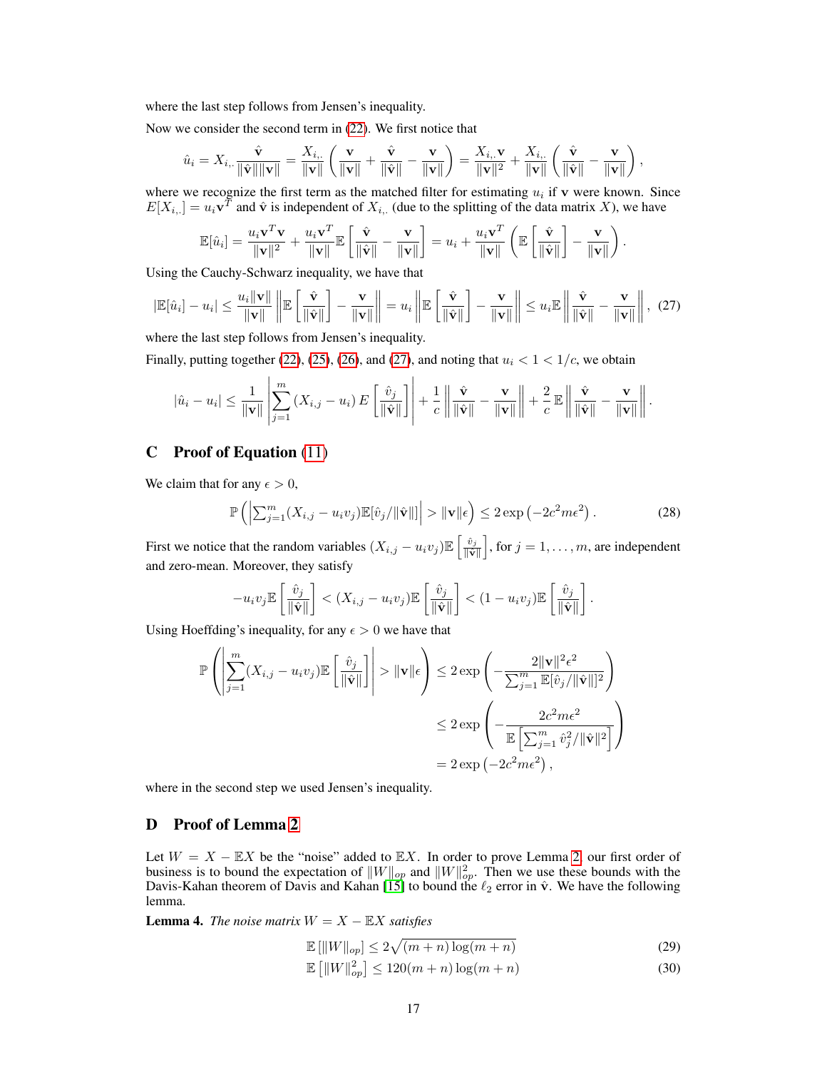where the last step follows from Jensen's inequality.

Now we consider the second term in (22). We first notice that

$$\hat{u}_i = X_{i,.} \frac{\hat{\mathbf{v}}}{\|\hat{\mathbf{v}}\|\|\mathbf{v}\|} = \frac{X_{i,.}}{\|\mathbf{v}\|}\left(\frac{\mathbf{v}}{\|\mathbf{v}\|} + \frac{\hat{\mathbf{v}}}{\|\hat{\mathbf{v}}\|} - \frac{\mathbf{v}}{\|\mathbf{v}\|}\right) = \frac{X_{i,.}\mathbf{v}}{\|\mathbf{v}\|^2} + \frac{X_{i,.}}{\|\mathbf{v}\|}\left(\frac{\hat{\mathbf{v}}}{\|\hat{\mathbf{v}}\|} - \frac{\mathbf{v}}{\|\mathbf{v}\|}\right),$$

where we recognize the first term as the matched filter for estimating $u_i$ if $\mathbf{v}$ were known. Since $E[X_{i,.}] = u_i\mathbf{v}^T$ and $\hat{\mathbf{v}}$ is independent of $X_{i,.}$ (due to the splitting of the data matrix $X$), we have

$$\mathbb{E}[\hat{u}_i] = \frac{u_i\mathbf{v}^T\mathbf{v}}{\|\mathbf{v}\|^2} + \frac{u_i\mathbf{v}^T}{\|\mathbf{v}\|}\mathbb{E}\left[\frac{\hat{\mathbf{v}}}{\|\hat{\mathbf{v}}\|} - \frac{\mathbf{v}}{\|\mathbf{v}\|}\right] = u_i + \frac{u_i\mathbf{v}^T}{\|\mathbf{v}\|}\left(\mathbb{E}\left[\frac{\hat{\mathbf{v}}}{\|\hat{\mathbf{v}}\|}\right] - \frac{\mathbf{v}}{\|\mathbf{v}\|}\right).$$

Using the Cauchy-Schwarz inequality, we have that

$$|\mathbb{E}[\hat{u}_i] - u_i| \leq \frac{u_i\|\mathbf{v}\|}{\|\mathbf{v}\|}\left\|\mathbb{E}\left[\frac{\hat{\mathbf{v}}}{\|\hat{\mathbf{v}}\|}\right] - \frac{\mathbf{v}}{\|\mathbf{v}\|}\right\| = u_i\left\|\mathbb{E}\left[\frac{\hat{\mathbf{v}}}{\|\hat{\mathbf{v}}\|}\right] - \frac{\mathbf{v}}{\|\mathbf{v}\|}\right\| \leq u_i\mathbb{E}\left\|\frac{\hat{\mathbf{v}}}{\|\hat{\mathbf{v}}\|} - \frac{\mathbf{v}}{\|\mathbf{v}\|}\right\|, \quad (27)$$

where the last step follows from Jensen's inequality.

Finally, putting together (22), (25), (26), and (27), and noting that $u_i < 1 < 1/c$, we obtain

$$|\hat{u}_i - u_i| \leq \frac{1}{\|\mathbf{v}\|}\left|\sum_{j=1}^{m}(X_{i,j} - u_i)\, E\left[\frac{\hat{v}_j}{\|\hat{\mathbf{v}}\|}\right]\right| + \frac{1}{c}\left\|\frac{\hat{\mathbf{v}}}{\|\hat{\mathbf{v}}\|} - \frac{\mathbf{v}}{\|\mathbf{v}\|}\right\| + \frac{2}{c}\,\mathbb{E}\left\|\frac{\hat{\mathbf{v}}}{\|\hat{\mathbf{v}}\|} - \frac{\mathbf{v}}{\|\mathbf{v}\|}\right\|.$$

## C Proof of Equation (11)

We claim that for any $\epsilon > 0$,

$$\mathbb{P}\left(\left|\sum_{j=1}^{m}(X_{i,j} - u_iv_j)\mathbb{E}[\hat{v}_j/\|\hat{\mathbf{v}}\|]\right| > \|\mathbf{v}\|\epsilon\right) \leq 2\exp\left(-2c^2m\epsilon^2\right). \quad (28)$$

First we notice that the random variables $(X_{i,j} - u_iv_j)\mathbb{E}\left[\frac{\hat{v}_j}{\|\hat{\mathbf{v}}\|}\right]$, for $j = 1, \ldots, m$, are independent and zero-mean. Moreover, they satisfy

$$-u_iv_j\mathbb{E}\left[\frac{\hat{v}_j}{\|\hat{\mathbf{v}}\|}\right] < (X_{i,j} - u_iv_j)\mathbb{E}\left[\frac{\hat{v}_j}{\|\hat{\mathbf{v}}\|}\right] < (1 - u_iv_j)\mathbb{E}\left[\frac{\hat{v}_j}{\|\hat{\mathbf{v}}\|}\right].$$

Using Hoeffding's inequality, for any $\epsilon > 0$ we have that

$$\begin{aligned}
\mathbb{P}\left(\left|\sum_{j=1}^{m}(X_{i,j} - u_iv_j)\mathbb{E}\left[\frac{\hat{v}_j}{\|\hat{\mathbf{v}}\|}\right]\right| > \|\mathbf{v}\|\epsilon\right) &\leq 2\exp\left(-\frac{2\|\mathbf{v}\|^2\epsilon^2}{\sum_{j=1}^{m}\mathbb{E}[\hat{v}_j/\|\hat{\mathbf{v}}\|]^2}\right) \\
&\leq 2\exp\left(-\frac{2c^2m\epsilon^2}{\mathbb{E}\left[\sum_{j=1}^{m}\hat{v}_j^2/\|\hat{\mathbf{v}}\|^2\right]}\right) \\
&= 2\exp\left(-2c^2m\epsilon^2\right),
\end{aligned}$$

where in the second step we used Jensen's inequality.

## D Proof of Lemma 2

Let $W = X - \mathbb{E}X$ be the "noise" added to $\mathbb{E}X$. In order to prove Lemma 2, our first order of business is to bound the expectation of $\|W\|_{op}$ and $\|W\|_{op}^2$. Then we use these bounds with the Davis-Kahan theorem of Davis and Kahan [15] to bound the $\ell_2$ error in $\hat{\mathbf{v}}$. We have the following lemma.

**Lemma 4.** *The noise matrix $W = X - \mathbb{E}X$ satisfies*

$$\mathbb{E}\left[\|W\|_{op}\right] \leq 2\sqrt{(m+n)\log(m+n)} \quad (29)$$

$$\mathbb{E}\left[\|W\|_{op}^2\right] \leq 120(m+n)\log(m+n) \quad (30)$$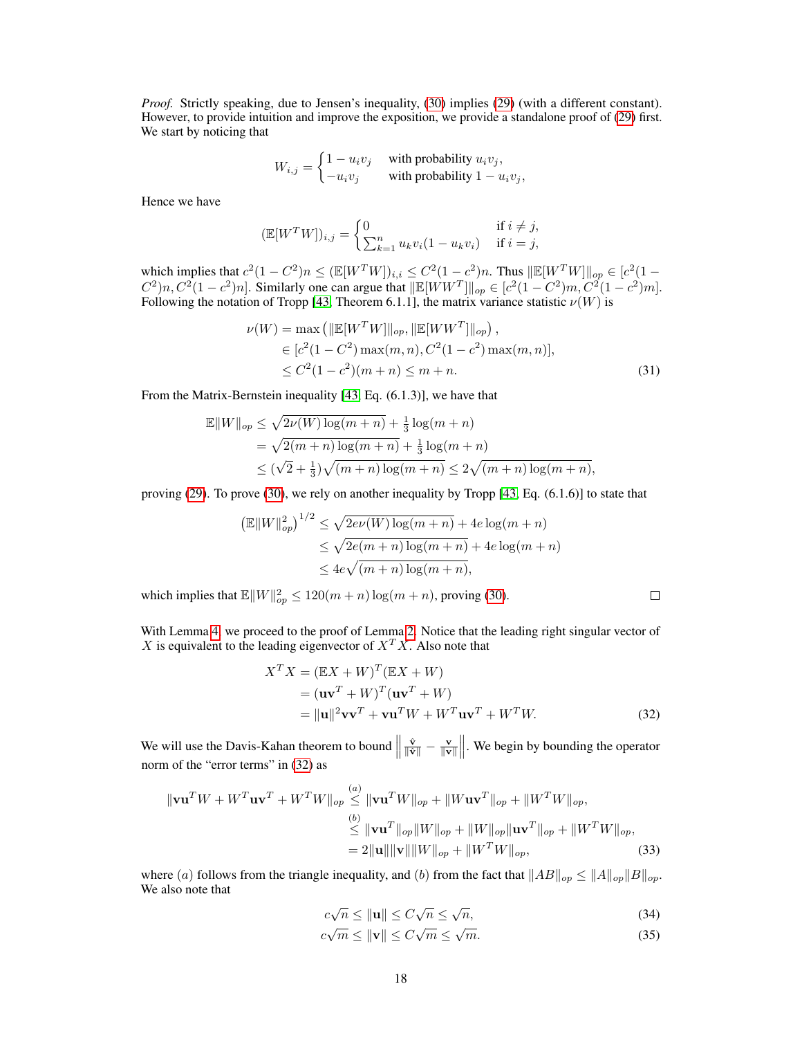*Proof.* Strictly speaking, due to Jensen's inequality, (30) implies (29) (with a different constant). However, to provide intuition and improve the exposition, we provide a standalone proof of (29) first. We start by noticing that

$$W_{i,j} = \begin{cases} 1 - u_i v_j & \text{with probability } u_i v_j, \\ -u_i v_j & \text{with probability } 1 - u_i v_j, \end{cases}$$

Hence we have

$$(\mathbb{E}[W^T W])_{i,j} = \begin{cases} 0 & \text{if } i \neq j, \\ \sum_{k=1}^n u_k v_i (1 - u_k v_i) & \text{if } i = j, \end{cases}$$

which implies that $c^2(1-C^2)n \le (\mathbb{E}[W^T W])_{i,i} \le C^2(1-c^2)n$. Thus $\|\mathbb{E}[W^T W]\|_{op} \in [c^2(1-C^2)n, C^2(1-c^2)n]$. Similarly one can argue that $\|\mathbb{E}[W W^T]\|_{op} \in [c^2(1-C^2)m, C^2(1-c^2)m]$. Following the notation of Tropp [43, Theorem 6.1.1], the matrix variance statistic $\nu(W)$ is

$$\begin{aligned}
\nu(W) &= \max\left(\|\mathbb{E}[W^T W]\|_{op}, \|\mathbb{E}[W W^T]\|_{op}\right), \\
&\in [c^2(1-C^2)\max(m,n), C^2(1-c^2)\max(m,n)], \\
&\le C^2(1-c^2)(m+n) \le m+n.
\end{aligned} \tag{31}$$

From the Matrix-Bernstein inequality [43, Eq. (6.1.3)], we have that

$$\begin{aligned}
\mathbb{E}\|W\|_{op} &\le \sqrt{2\nu(W)\log(m+n)} + \tfrac{1}{3}\log(m+n) \\
&= \sqrt{2(m+n)\log(m+n)} + \tfrac{1}{3}\log(m+n) \\
&\le (\sqrt{2} + \tfrac{1}{3})\sqrt{(m+n)\log(m+n)} \le 2\sqrt{(m+n)\log(m+n)},
\end{aligned}$$

proving (29). To prove (30), we rely on another inequality by Tropp [43, Eq. (6.1.6)] to state that

$$\begin{aligned}
\left(\mathbb{E}\|W\|_{op}^2\right)^{1/2} &\le \sqrt{2e\nu(W)\log(m+n)} + 4e\log(m+n) \\
&\le \sqrt{2e(m+n)\log(m+n)} + 4e\log(m+n) \\
&\le 4e\sqrt{(m+n)\log(m+n)},
\end{aligned}$$

which implies that $\mathbb{E}\|W\|_{op}^2 \le 120(m+n)\log(m+n)$, proving (30). □

With Lemma 4, we proceed to the proof of Lemma 2. Notice that the leading right singular vector of $X$ is equivalent to the leading eigenvector of $X^T X$. Also note that

$$\begin{aligned}
X^T X &= (\mathbb{E}X + W)^T(\mathbb{E}X + W) \\
&= (\mathbf{u}\mathbf{v}^T + W)^T(\mathbf{u}\mathbf{v}^T + W) \\
&= \|\mathbf{u}\|^2 \mathbf{v}\mathbf{v}^T + \mathbf{v}\mathbf{u}^T W + W^T \mathbf{u}\mathbf{v}^T + W^T W.
\end{aligned} \tag{32}$$

We will use the Davis-Kahan theorem to bound $\left\| \frac{\hat{\mathbf{v}}}{\|\hat{\mathbf{v}}\|} - \frac{\mathbf{v}}{\|\mathbf{v}\|} \right\|$. We begin by bounding the operator norm of the "error terms" in (32) as

$$\begin{aligned}
\|\mathbf{v}\mathbf{u}^T W + W^T \mathbf{u}\mathbf{v}^T + W^T W\|_{op} &\overset{(a)}{\le} \|\mathbf{v}\mathbf{u}^T W\|_{op} + \|W\mathbf{u}\mathbf{v}^T\|_{op} + \|W^T W\|_{op}, \\
&\overset{(b)}{\le} \|\mathbf{v}\mathbf{u}^T\|_{op}\|W\|_{op} + \|W\|_{op}\|\mathbf{u}\mathbf{v}^T\|_{op} + \|W^T W\|_{op}, \\
&= 2\|\mathbf{u}\|\|\mathbf{v}\|\|W\|_{op} + \|W^T W\|_{op},
\end{aligned} \tag{33}$$

where $(a)$ follows from the triangle inequality, and $(b)$ from the fact that $\|AB\|_{op} \le \|A\|_{op}\|B\|_{op}$. We also note that

$$c\sqrt{n} \le \|\mathbf{u}\| \le C\sqrt{n} \le \sqrt{n}, \tag{34}$$

$$c\sqrt{m} \le \|\mathbf{v}\| \le C\sqrt{m} \le \sqrt{m}. \tag{35}$$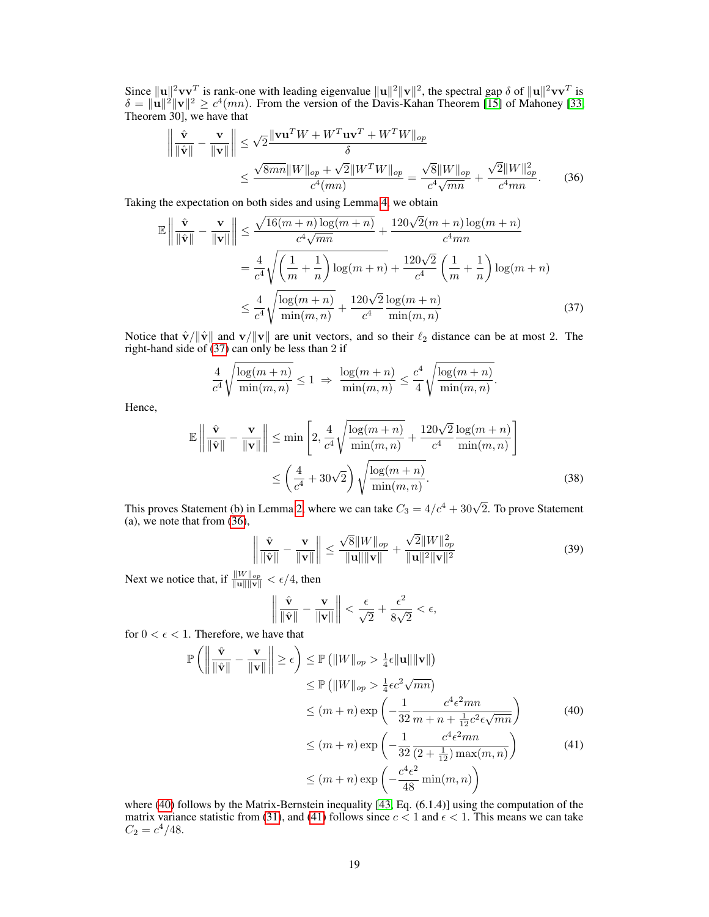Since $\|\mathbf{u}\|^2\mathbf{v}\mathbf{v}^T$ is rank-one with leading eigenvalue $\|\mathbf{u}\|^2\|\mathbf{v}\|^2$, the spectral gap $\delta$ of $\|\mathbf{u}\|^2\mathbf{v}\mathbf{v}^T$ is $\delta = \|\mathbf{u}\|^2\|\mathbf{v}\|^2 \geq c^4(mn)$. From the version of the Davis-Kahan Theorem [15] of Mahoney [33, Theorem 30], we have that

$$
\begin{aligned}
\left\| \frac{\hat{\mathbf{v}}}{\|\hat{\mathbf{v}}\|} - \frac{\mathbf{v}}{\|\mathbf{v}\|} \right\| &\leq \sqrt{2}\frac{\|\mathbf{v}\mathbf{u}^T W + W^T\mathbf{u}\mathbf{v}^T + W^T W\|_{op}}{\delta} \\
&\leq \frac{\sqrt{8mn}\|W\|_{op} + \sqrt{2}\|W^T W\|_{op}}{c^4(mn)} = \frac{\sqrt{8}\|W\|_{op}}{c^4\sqrt{mn}} + \frac{\sqrt{2}\|W\|_{op}^2}{c^4 mn}. \qquad (36)
\end{aligned}
$$

Taking the expectation on both sides and using Lemma 4, we obtain

$$
\begin{aligned}
\mathbb{E}\left\| \frac{\hat{\mathbf{v}}}{\|\hat{\mathbf{v}}\|} - \frac{\mathbf{v}}{\|\mathbf{v}\|} \right\| &\leq \frac{\sqrt{16(m+n)\log(m+n)}}{c^4\sqrt{mn}} + \frac{120\sqrt{2}(m+n)\log(m+n)}{c^4 mn} \\
&= \frac{4}{c^4}\sqrt{\left(\frac{1}{m}+\frac{1}{n}\right)\log(m+n)} + \frac{120\sqrt{2}}{c^4}\left(\frac{1}{m}+\frac{1}{n}\right)\log(m+n) \\
&\leq \frac{4}{c^4}\sqrt{\frac{\log(m+n)}{\min(m,n)}} + \frac{120\sqrt{2}}{c^4}\frac{\log(m+n)}{\min(m,n)} \qquad (37)
\end{aligned}
$$

Notice that $\hat{\mathbf{v}}/\|\hat{\mathbf{v}}\|$ and $\mathbf{v}/\|\mathbf{v}\|$ are unit vectors, and so their $\ell_2$ distance can be at most 2. The right-hand side of (37) can only be less than 2 if

$$
\frac{4}{c^4}\sqrt{\frac{\log(m+n)}{\min(m,n)}} \leq 1 \;\Rightarrow\; \frac{\log(m+n)}{\min(m,n)} \leq \frac{c^4}{4}\sqrt{\frac{\log(m+n)}{\min(m,n)}}.
$$

Hence,

$$
\begin{aligned}
\mathbb{E}\left\| \frac{\hat{\mathbf{v}}}{\|\hat{\mathbf{v}}\|} - \frac{\mathbf{v}}{\|\mathbf{v}\|} \right\| &\leq \min\left[2, \frac{4}{c^4}\sqrt{\frac{\log(m+n)}{\min(m,n)}} + \frac{120\sqrt{2}}{c^4}\frac{\log(m+n)}{\min(m,n)}\right] \\
&\leq \left(\frac{4}{c^4} + 30\sqrt{2}\right)\sqrt{\frac{\log(m+n)}{\min(m,n)}}. \qquad (38)
\end{aligned}
$$

This proves Statement (b) in Lemma 2, where we can take $C_3 = 4/c^4 + 30\sqrt{2}$. To prove Statement (a), we note that from (36),

$$
\left\| \frac{\hat{\mathbf{v}}}{\|\hat{\mathbf{v}}\|} - \frac{\mathbf{v}}{\|\mathbf{v}\|} \right\| \leq \frac{\sqrt{8}\|W\|_{op}}{\|\mathbf{u}\|\|\mathbf{v}\|} + \frac{\sqrt{2}\|W\|_{op}^2}{\|\mathbf{u}\|^2\|\mathbf{v}\|^2} \qquad (39)
$$

Next we notice that, if $\frac{\|W\|_{op}}{\|\mathbf{u}\|\|\mathbf{v}\|} < \epsilon/4$, then

$$
\left\| \frac{\hat{\mathbf{v}}}{\|\hat{\mathbf{v}}\|} - \frac{\mathbf{v}}{\|\mathbf{v}\|} \right\| < \frac{\epsilon}{\sqrt{2}} + \frac{\epsilon^2}{8\sqrt{2}} < \epsilon,
$$

for $0 < \epsilon < 1$. Therefore, we have that

$$
\begin{aligned}
\mathbb{P}\left( \left\| \frac{\hat{\mathbf{v}}}{\|\hat{\mathbf{v}}\|} - \frac{\mathbf{v}}{\|\mathbf{v}\|} \right\| \geq \epsilon \right) &\leq \mathbb{P}\left(\|W\|_{op} > \tfrac{1}{4}\epsilon\|\mathbf{u}\|\|\mathbf{v}\|\right) \\
&\leq \mathbb{P}\left(\|W\|_{op} > \tfrac{1}{4}\epsilon c^2\sqrt{mn}\right) \\
&\leq (m+n)\exp\left(-\frac{1}{32}\frac{c^4\epsilon^2 mn}{m+n+\frac{1}{12}c^2\epsilon\sqrt{mn}}\right) \qquad (40) \\
&\leq (m+n)\exp\left(-\frac{1}{32}\frac{c^4\epsilon^2 mn}{(2+\frac{1}{12})\max(m,n)}\right) \qquad (41) \\
&\leq (m+n)\exp\left(-\frac{c^4\epsilon^2}{48}\min(m,n)\right)
\end{aligned}
$$

where (40) follows by the Matrix-Bernstein inequality [43, Eq. (6.1.4)] using the computation of the matrix variance statistic from (31), and (41) follows since $c < 1$ and $\epsilon < 1$. This means we can take $C_2 = c^4/48$.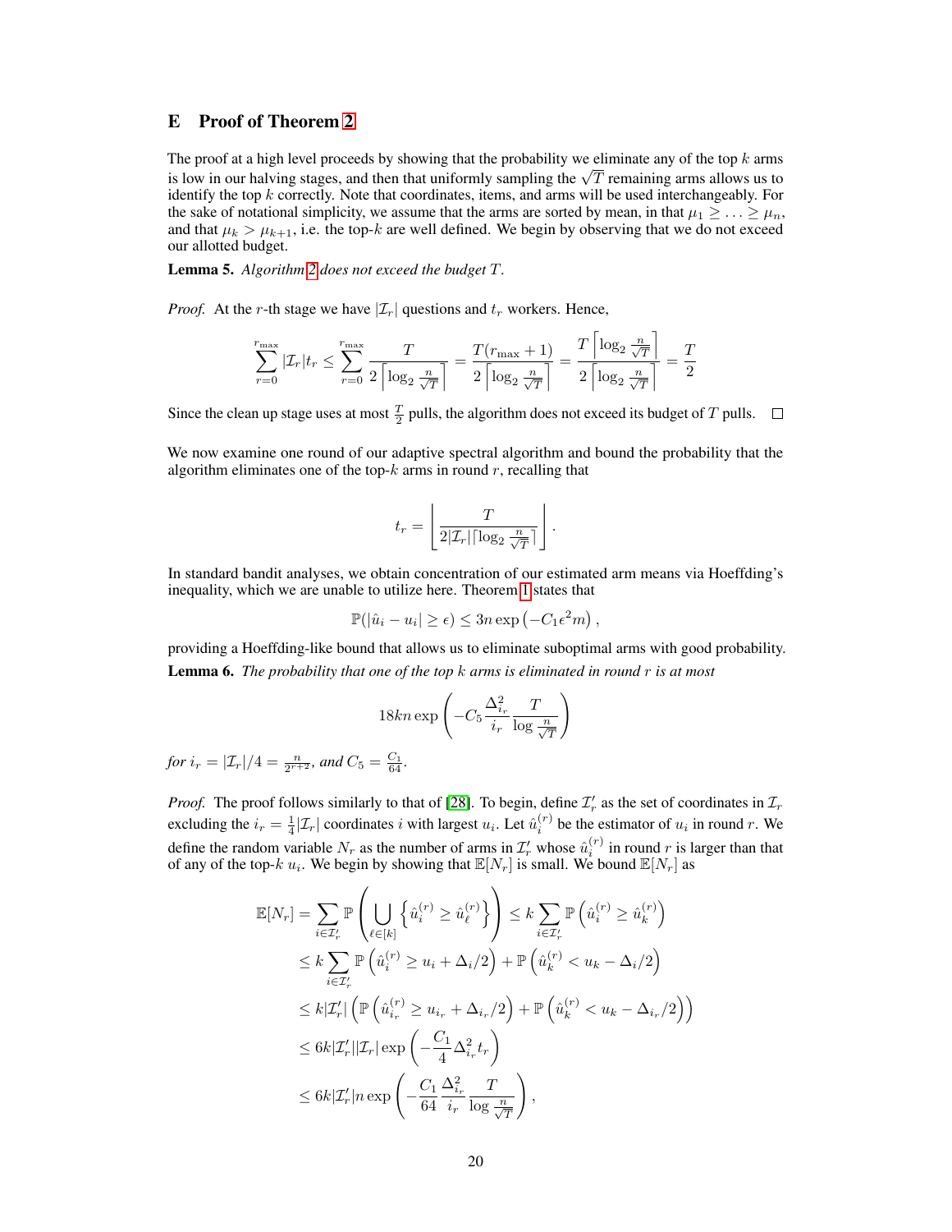## E Proof of Theorem 2

The proof at a high level proceeds by showing that the probability we eliminate any of the top $k$ arms is low in our halving stages, and then that uniformly sampling the $\sqrt{T}$ remaining arms allows us to identify the top $k$ correctly. Note that coordinates, items, and arms will be used interchangeably. For the sake of notational simplicity, we assume that the arms are sorted by mean, in that $\mu_1 \geq \ldots \geq \mu_n$, and that $\mu_k > \mu_{k+1}$, i.e. the top-$k$ are well defined. We begin by observing that we do not exceed our allotted budget.

**Lemma 5.** *Algorithm 2 does not exceed the budget $T$.*

*Proof.* At the $r$-th stage we have $|\mathcal{I}_r|$ questions and $t_r$ workers. Hence,

$$\sum_{r=0}^{r_{\max}} |\mathcal{I}_r| t_r \leq \sum_{r=0}^{r_{\max}} \frac{T}{2\left\lceil \log_2 \frac{n}{\sqrt{T}} \right\rceil} = \frac{T(r_{\max}+1)}{2\left\lceil \log_2 \frac{n}{\sqrt{T}} \right\rceil} = \frac{T\left\lceil \log_2 \frac{n}{\sqrt{T}} \right\rceil}{2\left\lceil \log_2 \frac{n}{\sqrt{T}} \right\rceil} = \frac{T}{2}$$

Since the clean up stage uses at most $\frac{T}{2}$ pulls, the algorithm does not exceed its budget of $T$ pulls. $\square$

We now examine one round of our adaptive spectral algorithm and bound the probability that the algorithm eliminates one of the top-$k$ arms in round $r$, recalling that

$$t_r = \left\lfloor \frac{T}{2|\mathcal{I}_r|\lceil \log_2 \frac{n}{\sqrt{T}} \rceil} \right\rfloor.$$

In standard bandit analyses, we obtain concentration of our estimated arm means via Hoeffding's inequality, which we are unable to utilize here. Theorem 1 states that

$$\mathbb{P}(|\hat{u}_i - u_i| \geq \epsilon) \leq 3n \exp\left(-C_1 \epsilon^2 m\right),$$

providing a Hoeffding-like bound that allows us to eliminate suboptimal arms with good probability.

**Lemma 6.** *The probability that one of the top $k$ arms is eliminated in round $r$ is at most*

$$18kn \exp\left(-C_5 \frac{\Delta_{i_r}^2}{i_r} \frac{T}{\log \frac{n}{\sqrt{T}}}\right)$$

*for $i_r = |\mathcal{I}_r|/4 = \frac{n}{2^{r+2}}$, and $C_5 = \frac{C_1}{64}$.*

*Proof.* The proof follows similarly to that of [28]. To begin, define $\mathcal{I}_r'$ as the set of coordinates in $\mathcal{I}_r$ excluding the $i_r = \frac{1}{4}|\mathcal{I}_r|$ coordinates $i$ with largest $u_i$. Let $\hat{u}_i^{(r)}$ be the estimator of $u_i$ in round $r$. We define the random variable $N_r$ as the number of arms in $\mathcal{I}_r'$ whose $\hat{u}_i^{(r)}$ in round $r$ is larger than that of any of the top-$k$ $u_i$. We begin by showing that $\mathbb{E}[N_r]$ is small. We bound $\mathbb{E}[N_r]$ as

$$\begin{aligned}
\mathbb{E}[N_r] &= \sum_{i \in \mathcal{I}_r'} \mathbb{P}\left(\bigcup_{\ell \in [k]} \left\{\hat{u}_i^{(r)} \geq \hat{u}_\ell^{(r)}\right\}\right) \leq k \sum_{i \in \mathcal{I}_r'} \mathbb{P}\left(\hat{u}_i^{(r)} \geq \hat{u}_k^{(r)}\right) \\
&\leq k \sum_{i \in \mathcal{I}_r'} \mathbb{P}\left(\hat{u}_i^{(r)} \geq u_i + \Delta_i/2\right) + \mathbb{P}\left(\hat{u}_k^{(r)} < u_k - \Delta_i/2\right) \\
&\leq k|\mathcal{I}_r'| \left(\mathbb{P}\left(\hat{u}_{i_r}^{(r)} \geq u_{i_r} + \Delta_{i_r}/2\right) + \mathbb{P}\left(\hat{u}_k^{(r)} < u_k - \Delta_{i_r}/2\right)\right) \\
&\leq 6k|\mathcal{I}_r'||\mathcal{I}_r| \exp\left(-\frac{C_1}{4}\Delta_{i_r}^2 t_r\right) \\
&\leq 6k|\mathcal{I}_r'| n \exp\left(-\frac{C_1}{64}\frac{\Delta_{i_r}^2}{i_r}\frac{T}{\log \frac{n}{\sqrt{T}}}\right),
\end{aligned}$$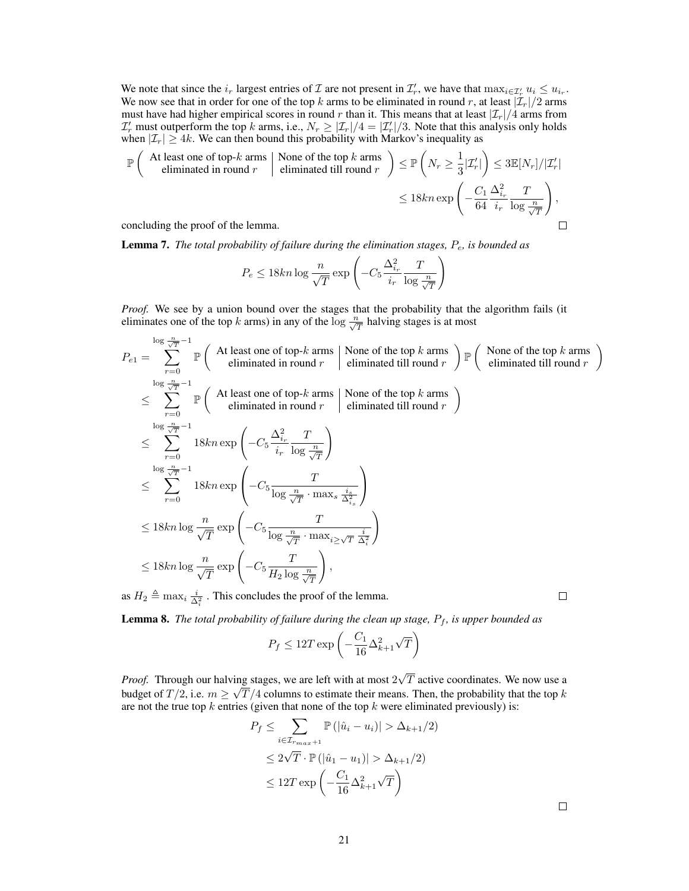We note that since the $i_r$ largest entries of $\mathcal{I}$ are not present in $\mathcal{I}_r'$, we have that $\max_{i \in \mathcal{I}_r'} u_i \le u_{i_r}$. We now see that in order for one of the top $k$ arms to be eliminated in round $r$, at least $|\mathcal{I}_r|/2$ arms must have had higher empirical scores in round $r$ than it. This means that at least $|\mathcal{I}_r|/4$ arms from $\mathcal{I}_r'$ must outperform the top $k$ arms, i.e., $N_r \ge |\mathcal{I}_r|/4 = |\mathcal{I}_r'|/3$. Note that this analysis only holds when $|\mathcal{I}_r| \ge 4k$. We can then bound this probability with Markov's inequality as

$$\mathbb{P}\left( \begin{array}{c} \text{At least one of top-}k \text{ arms} \\ \text{eliminated in round } r \end{array} \middle| \begin{array}{c} \text{None of the top } k \text{ arms} \\ \text{eliminated till round } r \end{array} \right) \le \mathbb{P}\left( N_r \ge \frac{1}{3}|\mathcal{I}_r'| \right) \le 3\mathbb{E}[N_r]/|\mathcal{I}_r'|$$

$$\le 18kn \exp\left( -\frac{C_1}{64} \frac{\Delta_{i_r}^2}{i_r} \frac{T}{\log \frac{n}{\sqrt{T}}} \right),$$

concluding the proof of the lemma. $\square$

**Lemma 7.** *The total probability of failure during the elimination stages, $P_e$, is bounded as*

$$P_e \le 18kn \log \frac{n}{\sqrt{T}} \exp\left( -C_5 \frac{\Delta_{i_r}^2}{i_r} \frac{T}{\log \frac{n}{\sqrt{T}}} \right)$$

*Proof.* We see by a union bound over the stages that the probability that the algorithm fails (it eliminates one of the top $k$ arms) in any of the $\log \frac{n}{\sqrt{T}}$ halving stages is at most

$$\begin{aligned}
P_{e1} &= \sum_{r=0}^{\log \frac{n}{\sqrt{T}} - 1} \mathbb{P}\left( \begin{array}{c} \text{At least one of top-}k \text{ arms} \\ \text{eliminated in round } r \end{array} \middle| \begin{array}{c} \text{None of the top } k \text{ arms} \\ \text{eliminated till round } r \end{array} \right) \mathbb{P}\left( \begin{array}{c} \text{None of the top } k \text{ arms} \\ \text{eliminated till round } r \end{array} \right) \\
&\le \sum_{r=0}^{\log \frac{n}{\sqrt{T}} - 1} \mathbb{P}\left( \begin{array}{c} \text{At least one of top-}k \text{ arms} \\ \text{eliminated in round } r \end{array} \middle| \begin{array}{c} \text{None of the top } k \text{ arms} \\ \text{eliminated till round } r \end{array} \right) \\
&\le \sum_{r=0}^{\log \frac{n}{\sqrt{T}} - 1} 18kn \exp\left( -C_5 \frac{\Delta_{i_r}^2}{i_r} \frac{T}{\log \frac{n}{\sqrt{T}}} \right) \\
&\le \sum_{r=0}^{\log \frac{n}{\sqrt{T}} - 1} 18kn \exp\left( -C_5 \frac{T}{\log \frac{n}{\sqrt{T}} \cdot \max_s \frac{i_s}{\Delta_{i_s}^2}} \right) \\
&\le 18kn \log \frac{n}{\sqrt{T}} \exp\left( -C_5 \frac{T}{\log \frac{n}{\sqrt{T}} \cdot \max_{i \ge \sqrt{T}} \frac{i}{\Delta_i^2}} \right) \\
&\le 18kn \log \frac{n}{\sqrt{T}} \exp\left( -C_5 \frac{T}{H_2 \log \frac{n}{\sqrt{T}}} \right),
\end{aligned}$$

as $H_2 \triangleq \max_i \frac{i}{\Delta_i^2}$ . This concludes the proof of the lemma. $\square$

**Lemma 8.** *The total probability of failure during the clean up stage, $P_f$, is upper bounded as*

$$P_f \le 12T \exp\left( -\frac{C_1}{16} \Delta_{k+1}^2 \sqrt{T} \right)$$

*Proof.* Through our halving stages, we are left with at most $2\sqrt{T}$ active coordinates. We now use a budget of $T/2$, i.e. $m \ge \sqrt{T}/4$ columns to estimate their means. Then, the probability that the top $k$ are not the true top $k$ entries (given that none of the top $k$ were eliminated previously) is:

$$\begin{aligned}
P_f &\le \sum_{i \in \mathcal{I}_{r_{max}+1}} \mathbb{P}\left( |\hat{u}_i - u_i)| > \Delta_{k+1}/2 \right) \\
&\le 2\sqrt{T} \cdot \mathbb{P}\left( |\hat{u}_1 - u_1)| > \Delta_{k+1}/2 \right) \\
&\le 12T \exp\left( -\frac{C_1}{16} \Delta_{k+1}^2 \sqrt{T} \right)
\end{aligned}$$

$\square$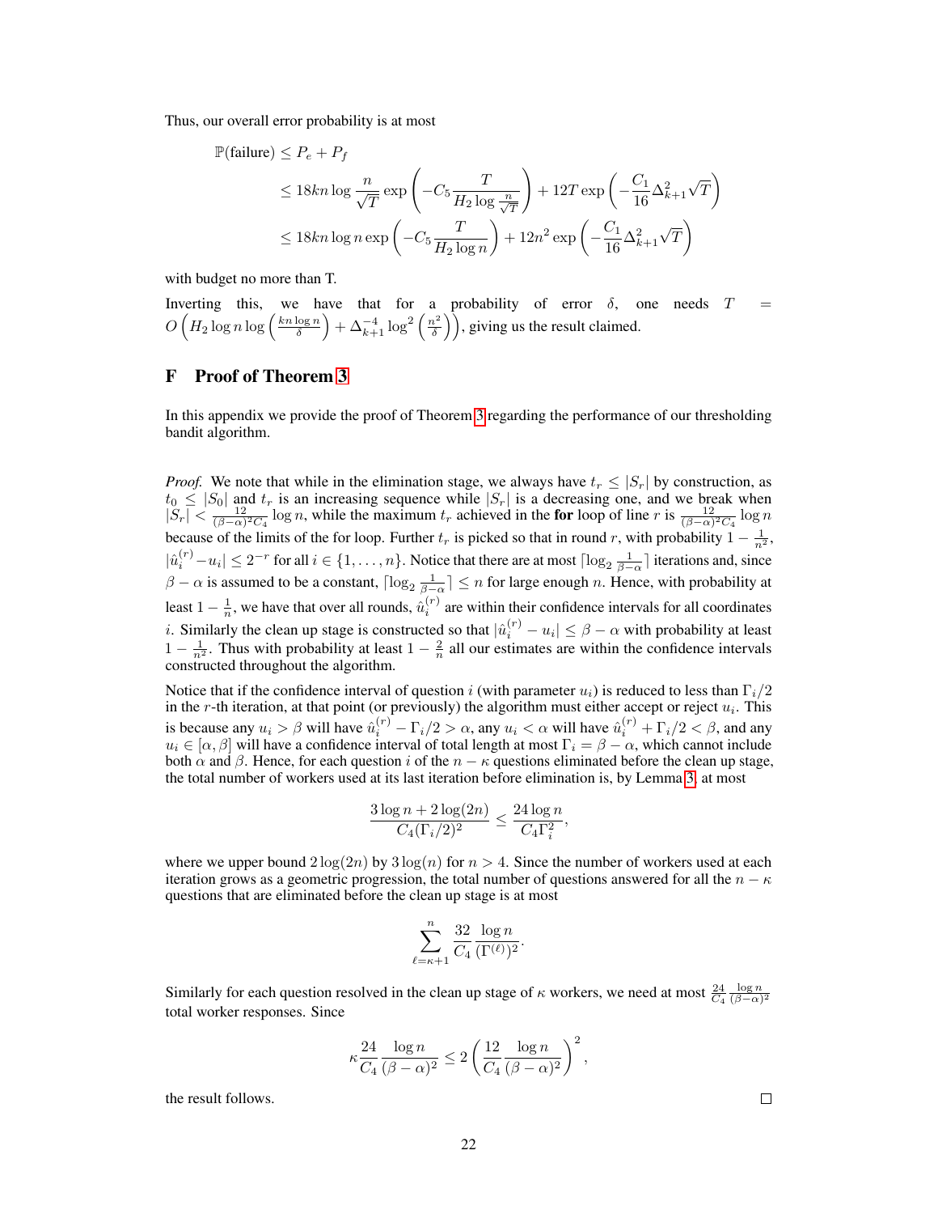Thus, our overall error probability is at most

$$
\begin{aligned}
\mathbb{P}(\text{failure}) &\leq P_e + P_f \\
&\leq 18kn \log \frac{n}{\sqrt{T}} \exp\left(-C_5 \frac{T}{H_2 \log \frac{n}{\sqrt{T}}}\right) + 12T \exp\left(-\frac{C_1}{16}\Delta_{k+1}^2 \sqrt{T}\right) \\
&\leq 18kn \log n \exp\left(-C_5 \frac{T}{H_2 \log n}\right) + 12n^2 \exp\left(-\frac{C_1}{16}\Delta_{k+1}^2 \sqrt{T}\right)
\end{aligned}
$$

with budget no more than T.

Inverting this, we have that for a probability of error $\delta$, one needs $T = O\left(H_2 \log n \log\left(\frac{kn \log n}{\delta}\right) + \Delta_{k+1}^{-4} \log^2\left(\frac{n^2}{\delta}\right)\right)$, giving us the result claimed.

# F Proof of Theorem 3

In this appendix we provide the proof of Theorem 3 regarding the performance of our thresholding bandit algorithm.

*Proof.* We note that while in the elimination stage, we always have $t_r \leq |S_r|$ by construction, as $t_0 \leq |S_0|$ and $t_r$ is an increasing sequence while $|S_r|$ is a decreasing one, and we break when $|S_r| < \frac{12}{(\beta-\alpha)^2 C_4} \log n$, while the maximum $t_r$ achieved in the **for** loop of line $r$ is $\frac{12}{(\beta-\alpha)^2 C_4} \log n$ because of the limits of the for loop. Further $t_r$ is picked so that in round $r$, with probability $1 - \frac{1}{n^2}$, $|\hat{u}_i^{(r)} - u_i| \leq 2^{-r}$ for all $i \in \{1, \ldots, n\}$. Notice that there are at most $\lceil \log_2 \frac{1}{\beta - \alpha} \rceil$ iterations and, since $\beta - \alpha$ is assumed to be a constant, $\lceil \log_2 \frac{1}{\beta-\alpha} \rceil \leq n$ for large enough $n$. Hence, with probability at least $1 - \frac{1}{n}$, we have that over all rounds, $\hat{u}_i^{(r)}$ are within their confidence intervals for all coordinates $i$. Similarly the clean up stage is constructed so that $|\hat{u}_i^{(r)} - u_i| \leq \beta - \alpha$ with probability at least $1 - \frac{1}{n^2}$. Thus with probability at least $1 - \frac{2}{n}$ all our estimates are within the confidence intervals constructed throughout the algorithm.

Notice that if the confidence interval of question $i$ (with parameter $u_i$) is reduced to less than $\Gamma_i/2$ in the $r$-th iteration, at that point (or previously) the algorithm must either accept or reject $u_i$. This is because any $u_i > \beta$ will have $\hat{u}_i^{(r)} - \Gamma_i/2 > \alpha$, any $u_i < \alpha$ will have $\hat{u}_i^{(r)} + \Gamma_i/2 < \beta$, and any $u_i \in [\alpha, \beta]$ will have a confidence interval of total length at most $\Gamma_i = \beta - \alpha$, which cannot include both $\alpha$ and $\beta$. Hence, for each question $i$ of the $n - \kappa$ questions eliminated before the clean up stage, the total number of workers used at its last iteration before elimination is, by Lemma 3, at most

$$
\frac{3 \log n + 2 \log(2n)}{C_4 (\Gamma_i/2)^2} \leq \frac{24 \log n}{C_4 \Gamma_i^2},
$$

where we upper bound $2\log(2n)$ by $3\log(n)$ for $n > 4$. Since the number of workers used at each iteration grows as a geometric progression, the total number of questions answered for all the $n - \kappa$ questions that are eliminated before the clean up stage is at most

$$
\sum_{\ell=\kappa+1}^{n} \frac{32}{C_4} \frac{\log n}{(\Gamma^{(\ell)})^2}.
$$

Similarly for each question resolved in the clean up stage of $\kappa$ workers, we need at most $\frac{24}{C_4} \frac{\log n}{(\beta-\alpha)^2}$ total worker responses. Since

$$
\kappa \frac{24}{C_4} \frac{\log n}{(\beta - \alpha)^2} \leq 2 \left(\frac{12}{C_4} \frac{\log n}{(\beta - \alpha)^2}\right)^2,
$$

the result follows. □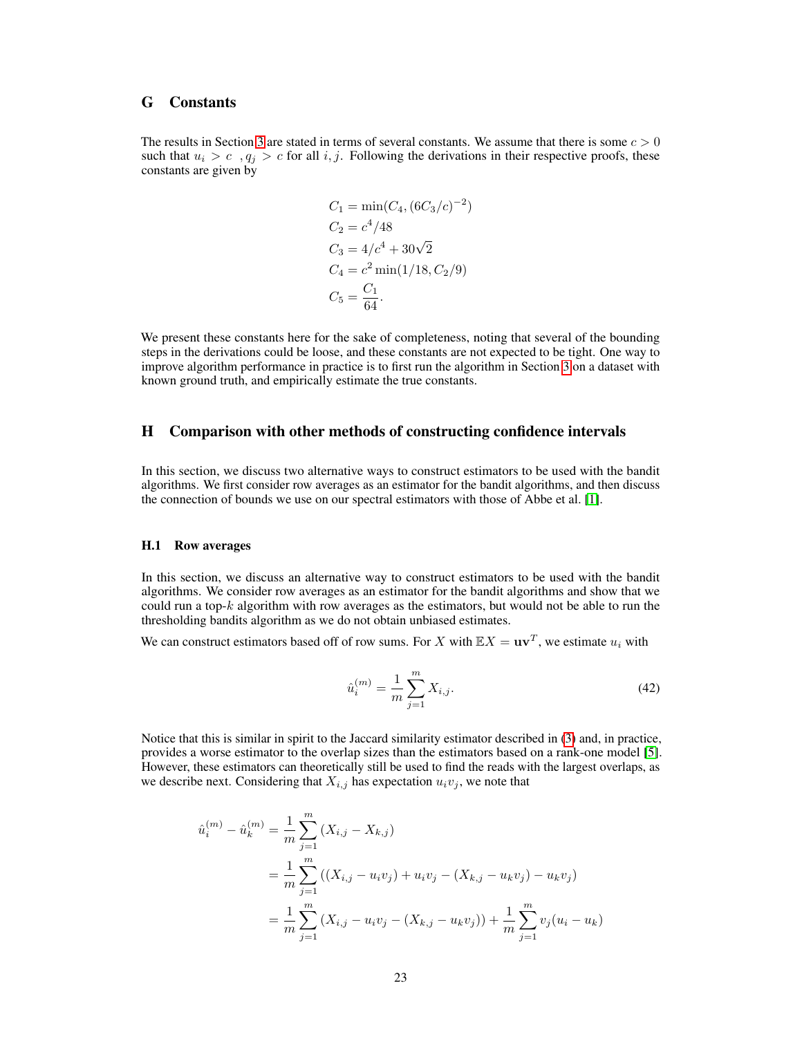# G Constants

The results in Section 3 are stated in terms of several constants. We assume that there is some $c > 0$ such that $u_i > c$ , $q_j > c$ for all $i, j$. Following the derivations in their respective proofs, these constants are given by

$$
\begin{aligned}
C_1 &= \min(C_4, (6C_3/c)^{-2}) \\
C_2 &= c^4/48 \\
C_3 &= 4/c^4 + 30\sqrt{2} \\
C_4 &= c^2 \min(1/18, C_2/9) \\
C_5 &= \frac{C_1}{64}.
\end{aligned}
$$

We present these constants here for the sake of completeness, noting that several of the bounding steps in the derivations could be loose, and these constants are not expected to be tight. One way to improve algorithm performance in practice is to first run the algorithm in Section 3 on a dataset with known ground truth, and empirically estimate the true constants.

# H Comparison with other methods of constructing confidence intervals

In this section, we discuss two alternative ways to construct estimators to be used with the bandit algorithms. We first consider row averages as an estimator for the bandit algorithms, and then discuss the connection of bounds we use on our spectral estimators with those of Abbe et al. [1].

## H.1 Row averages

In this section, we discuss an alternative way to construct estimators to be used with the bandit algorithms. We consider row averages as an estimator for the bandit algorithms and show that we could run a top-$k$ algorithm with row averages as the estimators, but would not be able to run the thresholding bandits algorithm as we do not obtain unbiased estimates.

We can construct estimators based off of row sums. For $X$ with $\mathbb{E}X = \mathbf{u}\mathbf{v}^T$, we estimate $u_i$ with

$$
\hat{u}_i^{(m)} = \frac{1}{m} \sum_{j=1}^{m} X_{i,j}. \tag{42}
$$

Notice that this is similar in spirit to the Jaccard similarity estimator described in (3) and, in practice, provides a worse estimator to the overlap sizes than the estimators based on a rank-one model [5]. However, these estimators can theoretically still be used to find the reads with the largest overlaps, as we describe next. Considering that $X_{i,j}$ has expectation $u_i v_j$, we note that

$$
\begin{aligned}
\hat{u}_i^{(m)} - \hat{u}_k^{(m)} &= \frac{1}{m} \sum_{j=1}^{m} (X_{i,j} - X_{k,j}) \\
&= \frac{1}{m} \sum_{j=1}^{m} ((X_{i,j} - u_i v_j) + u_i v_j - (X_{k,j} - u_k v_j) - u_k v_j) \\
&= \frac{1}{m} \sum_{j=1}^{m} (X_{i,j} - u_i v_j - (X_{k,j} - u_k v_j)) + \frac{1}{m} \sum_{j=1}^{m} v_j (u_i - u_k)
\end{aligned}
$$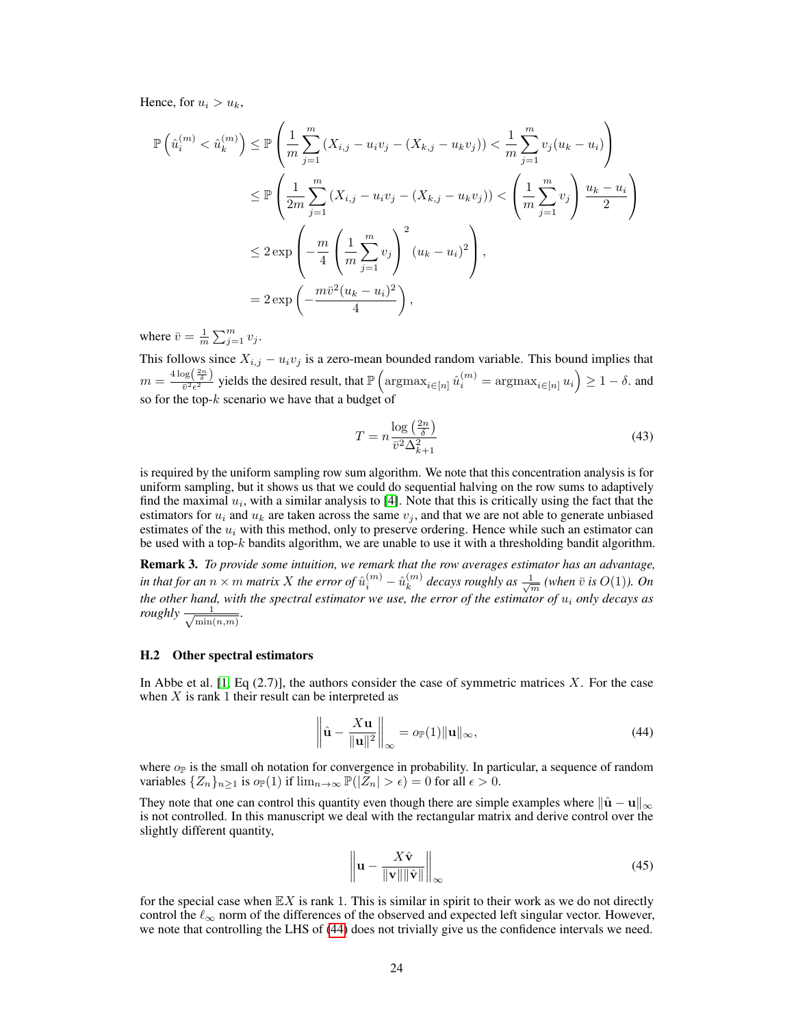Hence, for $u_i > u_k$,

$$
\begin{aligned}
\mathbb{P}\left(\hat{u}_i^{(m)} < \hat{u}_k^{(m)}\right) &\leq \mathbb{P}\left(\frac{1}{m}\sum_{j=1}^{m}\left(X_{i,j} - u_i v_j - (X_{k,j} - u_k v_j)\right) < \frac{1}{m}\sum_{j=1}^{m} v_j(u_k - u_i)\right) \\
&\leq \mathbb{P}\left(\frac{1}{2m}\sum_{j=1}^{m}\left(X_{i,j} - u_i v_j - (X_{k,j} - u_k v_j)\right) < \left(\frac{1}{m}\sum_{j=1}^{m} v_j\right)\frac{u_k - u_i}{2}\right) \\
&\leq 2\exp\left(-\frac{m}{4}\left(\frac{1}{m}\sum_{j=1}^{m} v_j\right)^2 (u_k - u_i)^2\right), \\
&= 2\exp\left(-\frac{m\bar{v}^2(u_k - u_i)^2}{4}\right),
\end{aligned}
$$

where $\bar{v} = \frac{1}{m}\sum_{j=1}^{m} v_j$.

This follows since $X_{i,j} - u_i v_j$ is a zero-mean bounded random variable. This bound implies that $m = \frac{4\log\left(\frac{2n}{\delta}\right)}{\bar{v}^2\epsilon^2}$ yields the desired result, that $\mathbb{P}\left(\text{argmax}_{i\in[n]}\, \hat{u}_i^{(m)} = \text{argmax}_{i\in[n]}\, u_i\right) \geq 1 - \delta$. and so for the top-$k$ scenario we have that a budget of

$$
T = n\frac{\log\left(\frac{2n}{\delta}\right)}{\bar{v}^2\Delta_{k+1}^2} \tag{43}
$$

is required by the uniform sampling row sum algorithm. We note that this concentration analysis is for uniform sampling, but it shows us that we could do sequential halving on the row sums to adaptively find the maximal $u_i$, with a similar analysis to [4]. Note that this is critically using the fact that the estimators for $u_i$ and $u_k$ are taken across the same $v_j$, and that we are not able to generate unbiased estimates of the $u_i$ with this method, only to preserve ordering. Hence while such an estimator can be used with a top-$k$ bandits algorithm, we are unable to use it with a thresholding bandit algorithm.

**Remark 3.** *To provide some intuition, we remark that the row averages estimator has an advantage, in that for an $n \times m$ matrix $X$ the error of $\hat{u}_i^{(m)} - \hat{u}_k^{(m)}$ decays roughly as $\frac{1}{\sqrt{m}}$ (when $\bar{v}$ is $O(1)$). On the other hand, with the spectral estimator we use, the error of the estimator of $u_i$ only decays as roughly $\frac{1}{\sqrt{\min(n,m)}}$.*

### H.2 Other spectral estimators

In Abbe et al. [1, Eq (2.7)], the authors consider the case of symmetric matrices $X$. For the case when $X$ is rank 1 their result can be interpreted as

$$
\left\|\hat{\mathbf{u}} - \frac{X\mathbf{u}}{\|\mathbf{u}\|^2}\right\|_\infty = o_{\mathbb{P}}(1)\|\mathbf{u}\|_\infty, \tag{44}
$$

where $o_{\mathbb{P}}$ is the small oh notation for convergence in probability. In particular, a sequence of random variables $\{Z_n\}_{n\geq 1}$ is $o_{\mathbb{P}}(1)$ if $\lim_{n\to\infty}\mathbb{P}(|Z_n| > \epsilon) = 0$ for all $\epsilon > 0$.

They note that one can control this quantity even though there are simple examples where $\|\hat{\mathbf{u}} - \mathbf{u}\|_\infty$ is not controlled. In this manuscript we deal with the rectangular matrix and derive control over the slightly different quantity,

$$
\left\|\mathbf{u} - \frac{X\hat{\mathbf{v}}}{\|\mathbf{v}\|\|\hat{\mathbf{v}}\|}\right\|_\infty \tag{45}
$$

for the special case when $\mathbb{E}X$ is rank 1. This is similar in spirit to their work as we do not directly control the $\ell_\infty$ norm of the differences of the observed and expected left singular vector. However, we note that controlling the LHS of (44) does not trivially give us the confidence intervals we need.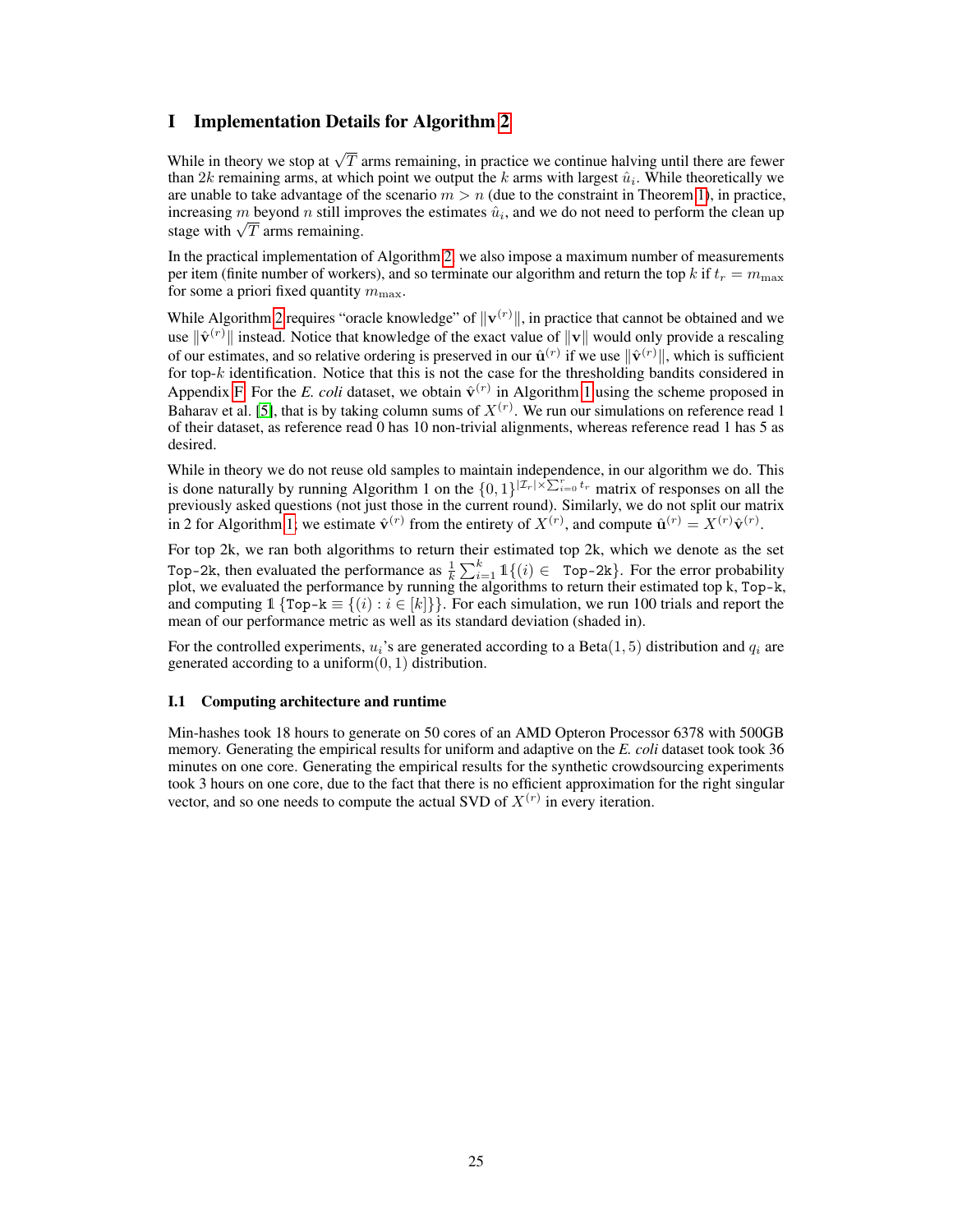# I Implementation Details for Algorithm 2

While in theory we stop at $\sqrt{T}$ arms remaining, in practice we continue halving until there are fewer than $2k$ remaining arms, at which point we output the $k$ arms with largest $\hat{u}_i$. While theoretically we are unable to take advantage of the scenario $m > n$ (due to the constraint in Theorem 1), in practice, increasing $m$ beyond $n$ still improves the estimates $\hat{u}_i$, and we do not need to perform the clean up stage with $\sqrt{T}$ arms remaining.

In the practical implementation of Algorithm 2, we also impose a maximum number of measurements per item (finite number of workers), and so terminate our algorithm and return the top $k$ if $t_r = m_{\max}$ for some a priori fixed quantity $m_{\max}$.

While Algorithm 2 requires "oracle knowledge" of $\|\mathbf{v}^{(r)}\|$, in practice that cannot be obtained and we use $\|\hat{\mathbf{v}}^{(r)}\|$ instead. Notice that knowledge of the exact value of $\|\mathbf{v}\|$ would only provide a rescaling of our estimates, and so relative ordering is preserved in our $\hat{\mathbf{u}}^{(r)}$ if we use $\|\hat{\mathbf{v}}^{(r)}\|$, which is sufficient for top-$k$ identification. Notice that this is not the case for the thresholding bandits considered in Appendix F. For the *E. coli* dataset, we obtain $\hat{\mathbf{v}}^{(r)}$ in Algorithm 1 using the scheme proposed in Baharav et al. [5], that is by taking column sums of $X^{(r)}$. We run our simulations on reference read 1 of their dataset, as reference read 0 has 10 non-trivial alignments, whereas reference read 1 has 5 as desired.

While in theory we do not reuse old samples to maintain independence, in our algorithm we do. This is done naturally by running Algorithm 1 on the $\{0,1\}^{|\mathcal{I}_r| \times \sum_{i=0}^{r} t_r}$ matrix of responses on all the previously asked questions (not just those in the current round). Similarly, we do not split our matrix in 2 for Algorithm 1; we estimate $\hat{\mathbf{v}}^{(r)}$ from the entirety of $X^{(r)}$, and compute $\hat{\mathbf{u}}^{(r)} = X^{(r)}\hat{\mathbf{v}}^{(r)}$.

For top 2k, we ran both algorithms to return their estimated top 2k, which we denote as the set `Top-2k`, then evaluated the performance as $\frac{1}{k}\sum_{i=1}^{k} \mathbb{1}\{(i) \in \texttt{Top-2k}\}$. For the error probability plot, we evaluated the performance by running the algorithms to return their estimated top k, `Top-k`, and computing $\mathbb{1}\{\texttt{Top-k} \equiv \{(i) : i \in [k]\}\}$. For each simulation, we run 100 trials and report the mean of our performance metric as well as its standard deviation (shaded in).

For the controlled experiments, $u_i$'s are generated according to a $\text{Beta}(1,5)$ distribution and $q_i$ are generated according to a $\text{uniform}(0,1)$ distribution.

## I.1 Computing architecture and runtime

Min-hashes took 18 hours to generate on 50 cores of an AMD Opteron Processor 6378 with 500GB memory. Generating the empirical results for uniform and adaptive on the *E. coli* dataset took took 36 minutes on one core. Generating the empirical results for the synthetic crowdsourcing experiments took 3 hours on one core, due to the fact that there is no efficient approximation for the right singular vector, and so one needs to compute the actual SVD of $X^{(r)}$ in every iteration.